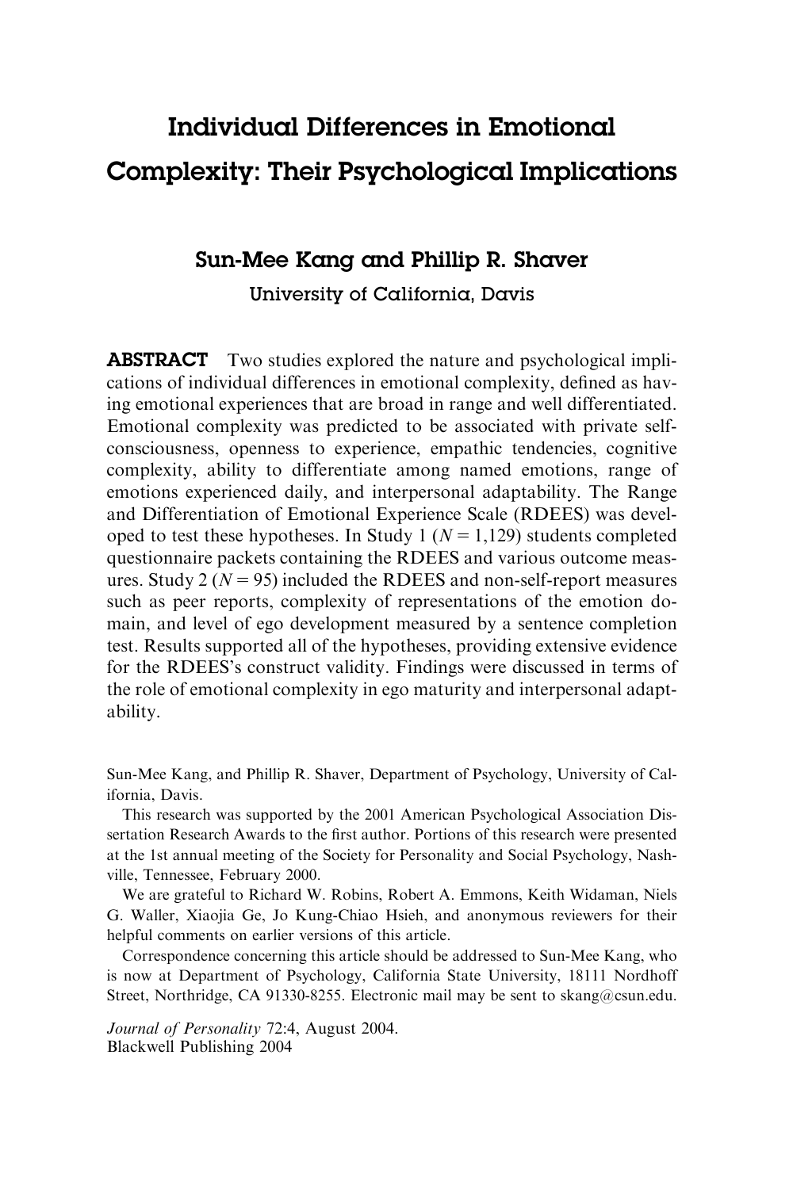# Individual Differences in Emotional Complexity: Their Psychological Implications

## Sun-Mee Kang and Phillip R. Shaver

University of California, Davis

**ABSTRACT** Two studies explored the nature and psychological implications of individual differences in emotional complexity, defined as having emotional experiences that are broad in range and well differentiated. Emotional complexity was predicted to be associated with private self-consciousness, openness to experience, empathic tendencies, cognitive complexity, ability to differentiate among named emotions, range of emotions experienced daily, and interpersonal adaptability. The Range and Differentiation of Emotional Experience Scale (RDEES) was developed to test these hypotheses. In Study 1 ($N = 1,129$) students completed questionnaire packets containing the RDEES and various outcome measures. Study 2 ($N = 95$) included the RDEES and non-self-report measures such as peer reports, complexity of representations of the emotion domain, and level of ego development measured by a sentence completion test. Results supported all of the hypotheses, providing extensive evidence for the RDEES's construct validity. Findings were discussed in terms of the role of emotional complexity in ego maturity and interpersonal adaptability.

Sun-Mee Kang, and Phillip R. Shaver, Department of Psychology, University of California, Davis.

This research was supported by the 2001 American Psychological Association Dissertation Research Awards to the first author. Portions of this research were presented at the 1st annual meeting of the Society for Personality and Social Psychology, Nashville, Tennessee, February 2000.

We are grateful to Richard W. Robins, Robert A. Emmons, Keith Widaman, Niels G. Waller, Xiaojia Ge, Jo Kung-Chiao Hsieh, and anonymous reviewers for their helpful comments on earlier versions of this article.

Correspondence concerning this article should be addressed to Sun-Mee Kang, who is now at Department of Psychology, California State University, 18111 Nordhoff Street, Northridge, CA 91330-8255. Electronic mail may be sent to skang@csun.edu.

*Journal of Personality* 72:4, August 2004.
Blackwell Publishing 2004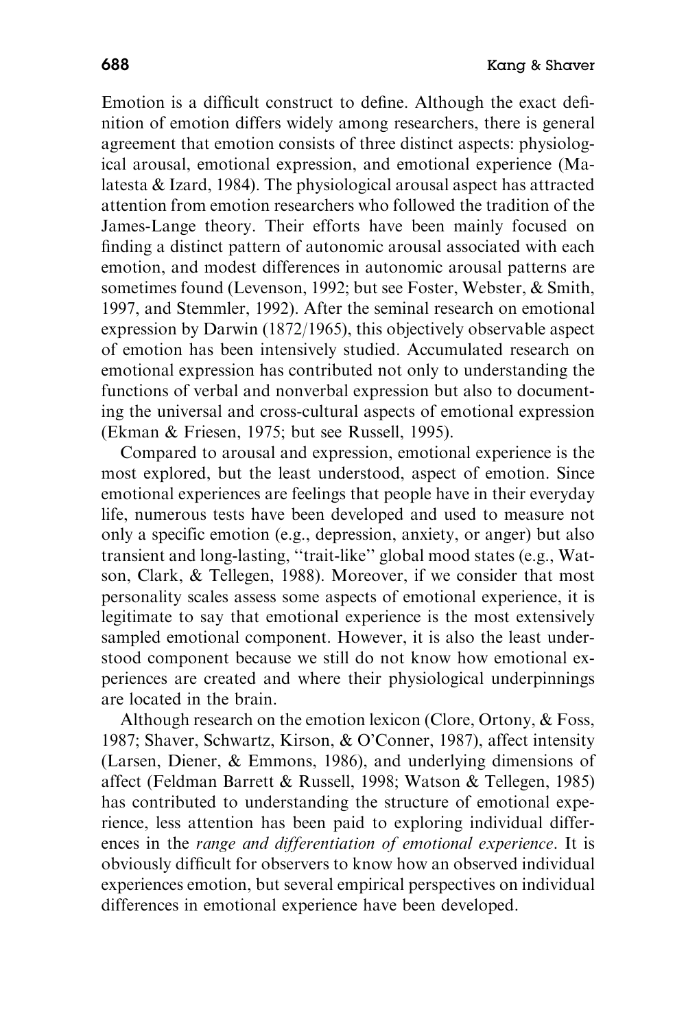Emotion is a difficult construct to define. Although the exact definition of emotion differs widely among researchers, there is general agreement that emotion consists of three distinct aspects: physiological arousal, emotional expression, and emotional experience (Malatesta & Izard, 1984). The physiological arousal aspect has attracted attention from emotion researchers who followed the tradition of the James-Lange theory. Their efforts have been mainly focused on finding a distinct pattern of autonomic arousal associated with each emotion, and modest differences in autonomic arousal patterns are sometimes found (Levenson, 1992; but see Foster, Webster, & Smith, 1997, and Stemmler, 1992). After the seminal research on emotional expression by Darwin (1872/1965), this objectively observable aspect of emotion has been intensively studied. Accumulated research on emotional expression has contributed not only to understanding the functions of verbal and nonverbal expression but also to documenting the universal and cross-cultural aspects of emotional expression (Ekman & Friesen, 1975; but see Russell, 1995).

Compared to arousal and expression, emotional experience is the most explored, but the least understood, aspect of emotion. Since emotional experiences are feelings that people have in their everyday life, numerous tests have been developed and used to measure not only a specific emotion (e.g., depression, anxiety, or anger) but also transient and long-lasting, "trait-like" global mood states (e.g., Watson, Clark, & Tellegen, 1988). Moreover, if we consider that most personality scales assess some aspects of emotional experience, it is legitimate to say that emotional experience is the most extensively sampled emotional component. However, it is also the least understood component because we still do not know how emotional experiences are created and where their physiological underpinnings are located in the brain.

Although research on the emotion lexicon (Clore, Ortony, & Foss, 1987; Shaver, Schwartz, Kirson, & O'Conner, 1987), affect intensity (Larsen, Diener, & Emmons, 1986), and underlying dimensions of affect (Feldman Barrett & Russell, 1998; Watson & Tellegen, 1985) has contributed to understanding the structure of emotional experience, less attention has been paid to exploring individual differences in the *range and differentiation of emotional experience*. It is obviously difficult for observers to know how an observed individual experiences emotion, but several empirical perspectives on individual differences in emotional experience have been developed.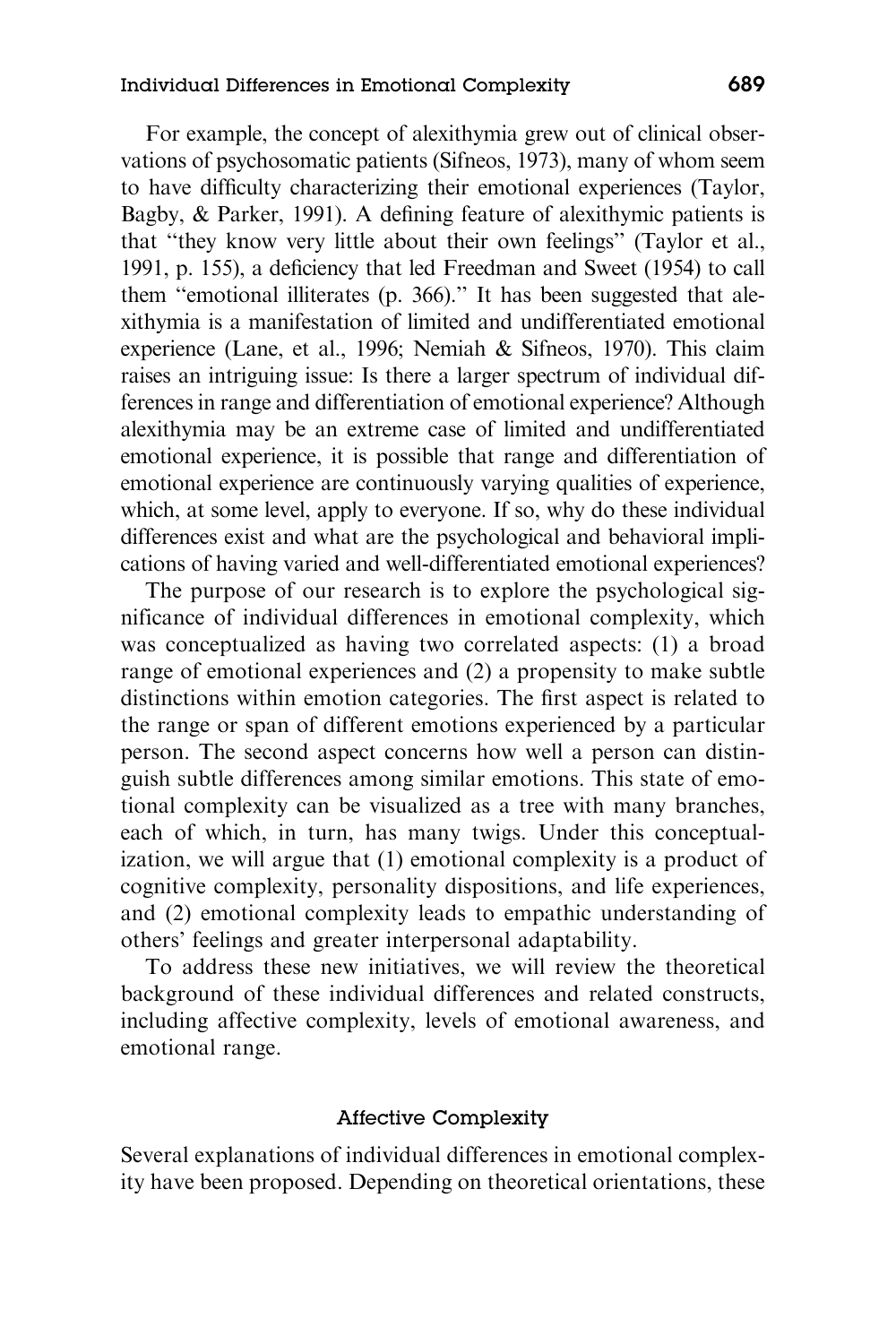For example, the concept of alexithymia grew out of clinical observations of psychosomatic patients (Sifneos, 1973), many of whom seem to have difficulty characterizing their emotional experiences (Taylor, Bagby, & Parker, 1991). A defining feature of alexithymic patients is that "they know very little about their own feelings" (Taylor et al., 1991, p. 155), a deficiency that led Freedman and Sweet (1954) to call them "emotional illiterates (p. 366)." It has been suggested that alexithymia is a manifestation of limited and undifferentiated emotional experience (Lane, et al., 1996; Nemiah & Sifneos, 1970). This claim raises an intriguing issue: Is there a larger spectrum of individual differences in range and differentiation of emotional experience? Although alexithymia may be an extreme case of limited and undifferentiated emotional experience, it is possible that range and differentiation of emotional experience are continuously varying qualities of experience, which, at some level, apply to everyone. If so, why do these individual differences exist and what are the psychological and behavioral implications of having varied and well-differentiated emotional experiences?

The purpose of our research is to explore the psychological significance of individual differences in emotional complexity, which was conceptualized as having two correlated aspects: (1) a broad range of emotional experiences and (2) a propensity to make subtle distinctions within emotion categories. The first aspect is related to the range or span of different emotions experienced by a particular person. The second aspect concerns how well a person can distinguish subtle differences among similar emotions. This state of emotional complexity can be visualized as a tree with many branches, each of which, in turn, has many twigs. Under this conceptualization, we will argue that (1) emotional complexity is a product of cognitive complexity, personality dispositions, and life experiences, and (2) emotional complexity leads to empathic understanding of others' feelings and greater interpersonal adaptability.

To address these new initiatives, we will review the theoretical background of these individual differences and related constructs, including affective complexity, levels of emotional awareness, and emotional range.

## Affective Complexity

Several explanations of individual differences in emotional complexity have been proposed. Depending on theoretical orientations, these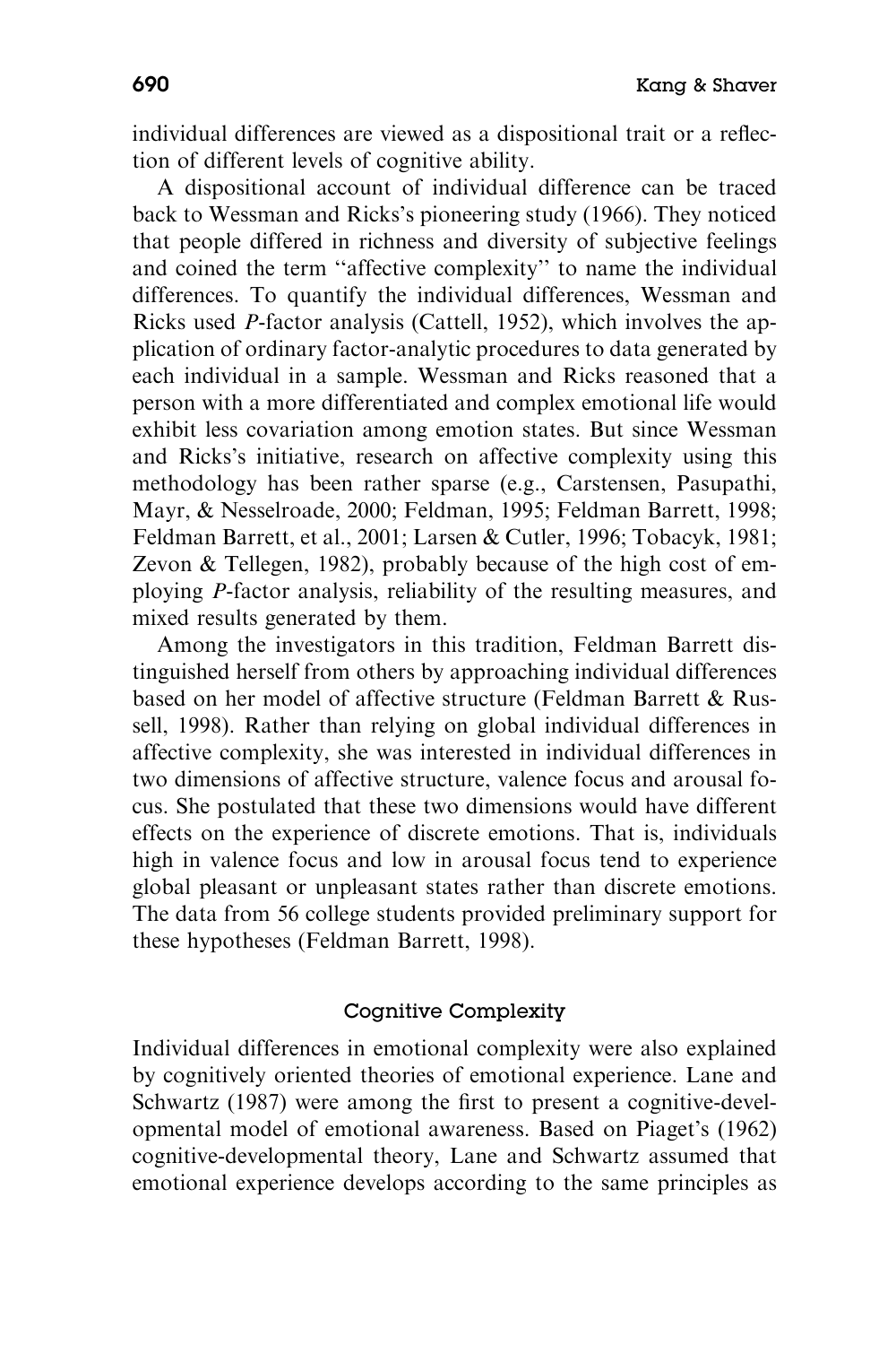individual differences are viewed as a dispositional trait or a reflection of different levels of cognitive ability.

A dispositional account of individual difference can be traced back to Wessman and Ricks's pioneering study (1966). They noticed that people differed in richness and diversity of subjective feelings and coined the term ''affective complexity'' to name the individual differences. To quantify the individual differences, Wessman and Ricks used *P*-factor analysis (Cattell, 1952), which involves the application of ordinary factor-analytic procedures to data generated by each individual in a sample. Wessman and Ricks reasoned that a person with a more differentiated and complex emotional life would exhibit less covariation among emotion states. But since Wessman and Ricks's initiative, research on affective complexity using this methodology has been rather sparse (e.g., Carstensen, Pasupathi, Mayr, & Nesselroade, 2000; Feldman, 1995; Feldman Barrett, 1998; Feldman Barrett, et al., 2001; Larsen & Cutler, 1996; Tobacyk, 1981; Zevon & Tellegen, 1982), probably because of the high cost of employing *P*-factor analysis, reliability of the resulting measures, and mixed results generated by them.

Among the investigators in this tradition, Feldman Barrett distinguished herself from others by approaching individual differences based on her model of affective structure (Feldman Barrett & Russell, 1998). Rather than relying on global individual differences in affective complexity, she was interested in individual differences in two dimensions of affective structure, valence focus and arousal focus. She postulated that these two dimensions would have different effects on the experience of discrete emotions. That is, individuals high in valence focus and low in arousal focus tend to experience global pleasant or unpleasant states rather than discrete emotions. The data from 56 college students provided preliminary support for these hypotheses (Feldman Barrett, 1998).

### Cognitive Complexity

Individual differences in emotional complexity were also explained by cognitively oriented theories of emotional experience. Lane and Schwartz (1987) were among the first to present a cognitive-developmental model of emotional awareness. Based on Piaget's (1962) cognitive-developmental theory, Lane and Schwartz assumed that emotional experience develops according to the same principles as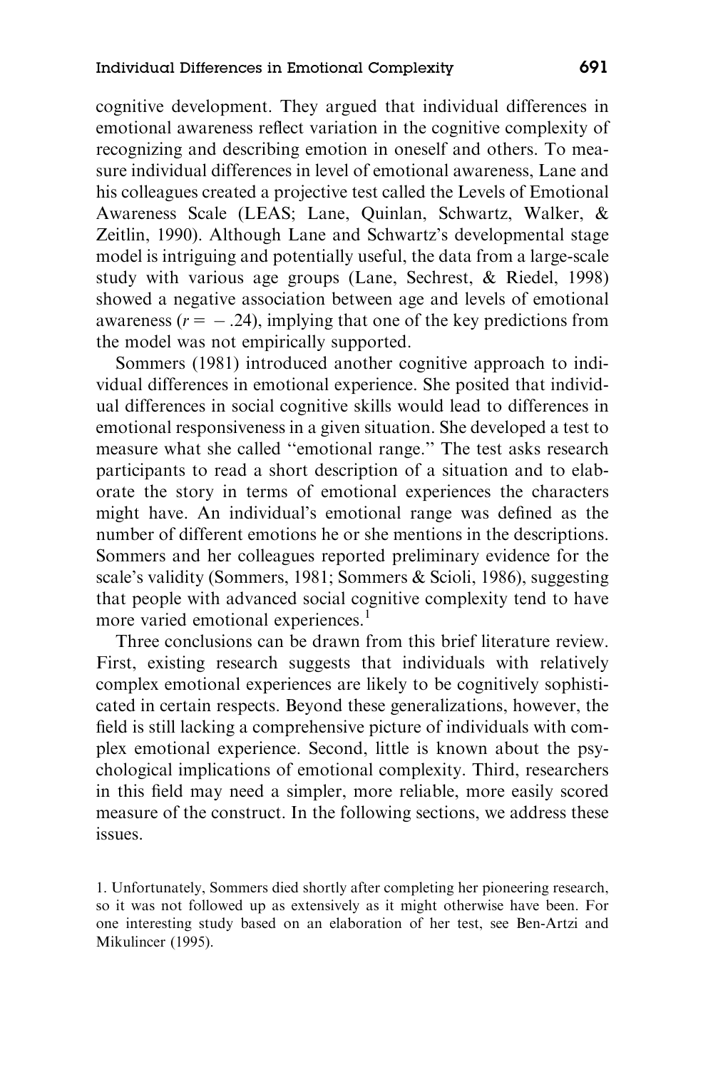cognitive development. They argued that individual differences in emotional awareness reflect variation in the cognitive complexity of recognizing and describing emotion in oneself and others. To measure individual differences in level of emotional awareness, Lane and his colleagues created a projective test called the Levels of Emotional Awareness Scale (LEAS; Lane, Quinlan, Schwartz, Walker, & Zeitlin, 1990). Although Lane and Schwartz's developmental stage model is intriguing and potentially useful, the data from a large-scale study with various age groups (Lane, Sechrest, & Riedel, 1998) showed a negative association between age and levels of emotional awareness ($r = -.24$), implying that one of the key predictions from the model was not empirically supported.

Sommers (1981) introduced another cognitive approach to individual differences in emotional experience. She posited that individual differences in social cognitive skills would lead to differences in emotional responsiveness in a given situation. She developed a test to measure what she called "emotional range." The test asks research participants to read a short description of a situation and to elaborate the story in terms of emotional experiences the characters might have. An individual's emotional range was defined as the number of different emotions he or she mentions in the descriptions. Sommers and her colleagues reported preliminary evidence for the scale's validity (Sommers, 1981; Sommers & Scioli, 1986), suggesting that people with advanced social cognitive complexity tend to have more varied emotional experiences.[1]

Three conclusions can be drawn from this brief literature review. First, existing research suggests that individuals with relatively complex emotional experiences are likely to be cognitively sophisticated in certain respects. Beyond these generalizations, however, the field is still lacking a comprehensive picture of individuals with complex emotional experience. Second, little is known about the psychological implications of emotional complexity. Third, researchers in this field may need a simpler, more reliable, more easily scored measure of the construct. In the following sections, we address these issues.

1. Unfortunately, Sommers died shortly after completing her pioneering research, so it was not followed up as extensively as it might otherwise have been. For one interesting study based on an elaboration of her test, see Ben-Artzi and Mikulincer (1995).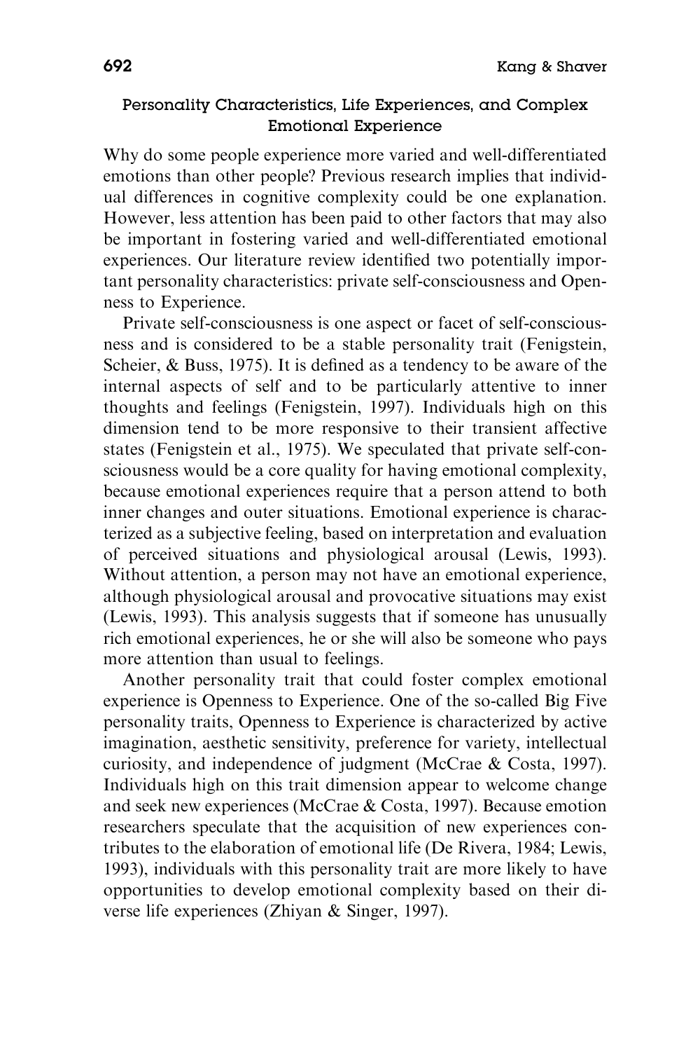## Personality Characteristics, Life Experiences, and Complex Emotional Experience

Why do some people experience more varied and well-differentiated emotions than other people? Previous research implies that individual differences in cognitive complexity could be one explanation. However, less attention has been paid to other factors that may also be important in fostering varied and well-differentiated emotional experiences. Our literature review identified two potentially important personality characteristics: private self-consciousness and Openness to Experience.

Private self-consciousness is one aspect or facet of self-consciousness and is considered to be a stable personality trait (Fenigstein, Scheier, & Buss, 1975). It is defined as a tendency to be aware of the internal aspects of self and to be particularly attentive to inner thoughts and feelings (Fenigstein, 1997). Individuals high on this dimension tend to be more responsive to their transient affective states (Fenigstein et al., 1975). We speculated that private self-consciousness would be a core quality for having emotional complexity, because emotional experiences require that a person attend to both inner changes and outer situations. Emotional experience is characterized as a subjective feeling, based on interpretation and evaluation of perceived situations and physiological arousal (Lewis, 1993). Without attention, a person may not have an emotional experience, although physiological arousal and provocative situations may exist (Lewis, 1993). This analysis suggests that if someone has unusually rich emotional experiences, he or she will also be someone who pays more attention than usual to feelings.

Another personality trait that could foster complex emotional experience is Openness to Experience. One of the so-called Big Five personality traits, Openness to Experience is characterized by active imagination, aesthetic sensitivity, preference for variety, intellectual curiosity, and independence of judgment (McCrae & Costa, 1997). Individuals high on this trait dimension appear to welcome change and seek new experiences (McCrae & Costa, 1997). Because emotion researchers speculate that the acquisition of new experiences contributes to the elaboration of emotional life (De Rivera, 1984; Lewis, 1993), individuals with this personality trait are more likely to have opportunities to develop emotional complexity based on their diverse life experiences (Zhiyan & Singer, 1997).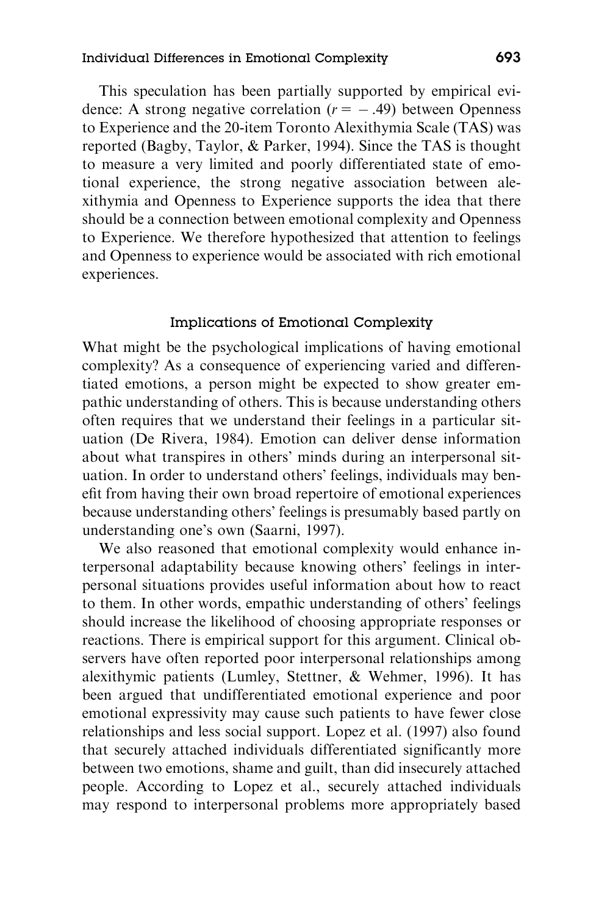This speculation has been partially supported by empirical evidence: A strong negative correlation ($r = -.49$) between Openness to Experience and the 20-item Toronto Alexithymia Scale (TAS) was reported (Bagby, Taylor, & Parker, 1994). Since the TAS is thought to measure a very limited and poorly differentiated state of emotional experience, the strong negative association between alexithymia and Openness to Experience supports the idea that there should be a connection between emotional complexity and Openness to Experience. We therefore hypothesized that attention to feelings and Openness to experience would be associated with rich emotional experiences.

## Implications of Emotional Complexity

What might be the psychological implications of having emotional complexity? As a consequence of experiencing varied and differentiated emotions, a person might be expected to show greater empathic understanding of others. This is because understanding others often requires that we understand their feelings in a particular situation (De Rivera, 1984). Emotion can deliver dense information about what transpires in others' minds during an interpersonal situation. In order to understand others' feelings, individuals may benefit from having their own broad repertoire of emotional experiences because understanding others' feelings is presumably based partly on understanding one's own (Saarni, 1997).

We also reasoned that emotional complexity would enhance interpersonal adaptability because knowing others' feelings in interpersonal situations provides useful information about how to react to them. In other words, empathic understanding of others' feelings should increase the likelihood of choosing appropriate responses or reactions. There is empirical support for this argument. Clinical observers have often reported poor interpersonal relationships among alexithymic patients (Lumley, Stettner, & Wehmer, 1996). It has been argued that undifferentiated emotional experience and poor emotional expressivity may cause such patients to have fewer close relationships and less social support. Lopez et al. (1997) also found that securely attached individuals differentiated significantly more between two emotions, shame and guilt, than did insecurely attached people. According to Lopez et al., securely attached individuals may respond to interpersonal problems more appropriately based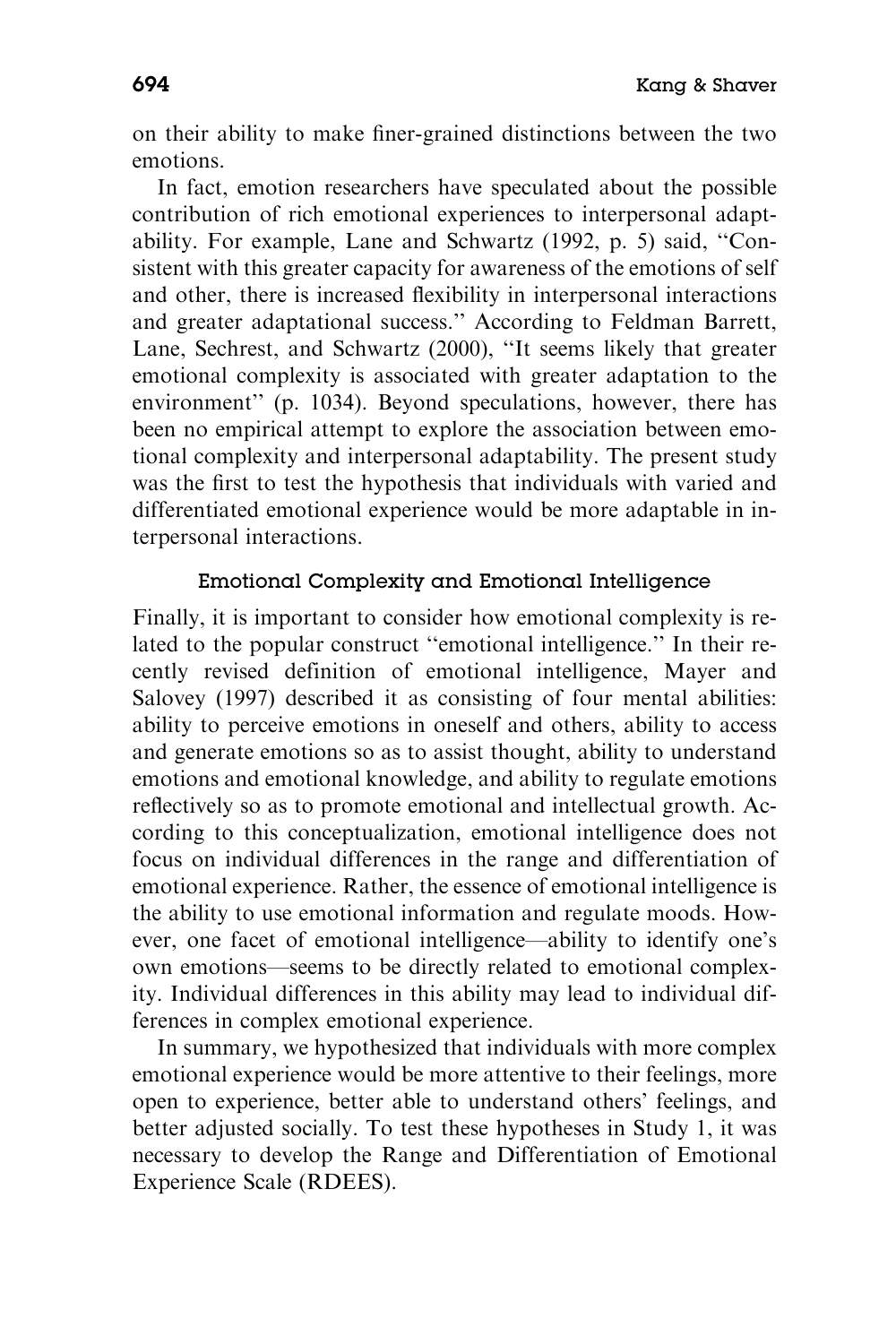on their ability to make finer-grained distinctions between the two emotions.

In fact, emotion researchers have speculated about the possible contribution of rich emotional experiences to interpersonal adaptability. For example, Lane and Schwartz (1992, p. 5) said, "Consistent with this greater capacity for awareness of the emotions of self and other, there is increased flexibility in interpersonal interactions and greater adaptational success." According to Feldman Barrett, Lane, Sechrest, and Schwartz (2000), "It seems likely that greater emotional complexity is associated with greater adaptation to the environment" (p. 1034). Beyond speculations, however, there has been no empirical attempt to explore the association between emotional complexity and interpersonal adaptability. The present study was the first to test the hypothesis that individuals with varied and differentiated emotional experience would be more adaptable in interpersonal interactions.

### Emotional Complexity and Emotional Intelligence

Finally, it is important to consider how emotional complexity is related to the popular construct "emotional intelligence." In their recently revised definition of emotional intelligence, Mayer and Salovey (1997) described it as consisting of four mental abilities: ability to perceive emotions in oneself and others, ability to access and generate emotions so as to assist thought, ability to understand emotions and emotional knowledge, and ability to regulate emotions reflectively so as to promote emotional and intellectual growth. According to this conceptualization, emotional intelligence does not focus on individual differences in the range and differentiation of emotional experience. Rather, the essence of emotional intelligence is the ability to use emotional information and regulate moods. However, one facet of emotional intelligence—ability to identify one's own emotions—seems to be directly related to emotional complexity. Individual differences in this ability may lead to individual differences in complex emotional experience.

In summary, we hypothesized that individuals with more complex emotional experience would be more attentive to their feelings, more open to experience, better able to understand others' feelings, and better adjusted socially. To test these hypotheses in Study 1, it was necessary to develop the Range and Differentiation of Emotional Experience Scale (RDEES).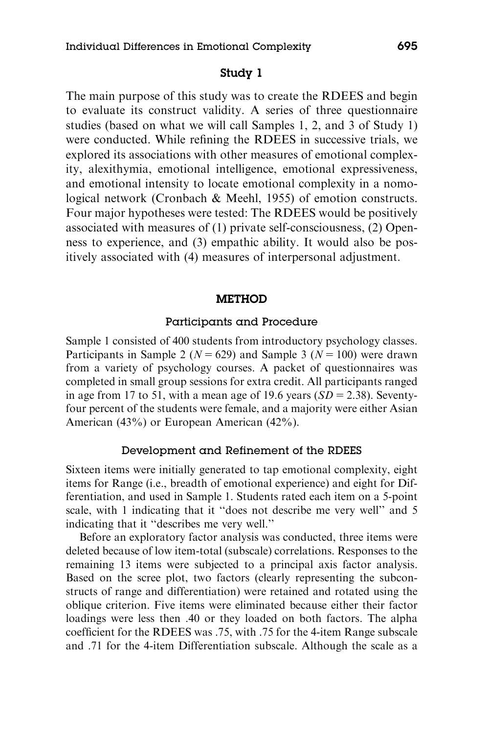## Study 1

The main purpose of this study was to create the RDEES and begin to evaluate its construct validity. A series of three questionnaire studies (based on what we will call Samples 1, 2, and 3 of Study 1) were conducted. While refining the RDEES in successive trials, we explored its associations with other measures of emotional complexity, alexithymia, emotional intelligence, emotional expressiveness, and emotional intensity to locate emotional complexity in a nomological network (Cronbach & Meehl, 1955) of emotion constructs. Four major hypotheses were tested: The RDEES would be positively associated with measures of (1) private self-consciousness, (2) Openness to experience, and (3) empathic ability. It would also be positively associated with (4) measures of interpersonal adjustment.

## METHOD

### Participants and Procedure

Sample 1 consisted of 400 students from introductory psychology classes. Participants in Sample 2 ($N = 629$) and Sample 3 ($N = 100$) were drawn from a variety of psychology courses. A packet of questionnaires was completed in small group sessions for extra credit. All participants ranged in age from 17 to 51, with a mean age of 19.6 years ($SD = 2.38$). Seventy-four percent of the students were female, and a majority were either Asian American (43%) or European American (42%).

### Development and Refinement of the RDEES

Sixteen items were initially generated to tap emotional complexity, eight items for Range (i.e., breadth of emotional experience) and eight for Differentiation, and used in Sample 1. Students rated each item on a 5-point scale, with 1 indicating that it ''does not describe me very well'' and 5 indicating that it ''describes me very well.''

Before an exploratory factor analysis was conducted, three items were deleted because of low item-total (subscale) correlations. Responses to the remaining 13 items were subjected to a principal axis factor analysis. Based on the scree plot, two factors (clearly representing the subconstructs of range and differentiation) were retained and rotated using the oblique criterion. Five items were eliminated because either their factor loadings were less then .40 or they loaded on both factors. The alpha coefficient for the RDEES was .75, with .75 for the 4-item Range subscale and .71 for the 4-item Differentiation subscale. Although the scale as a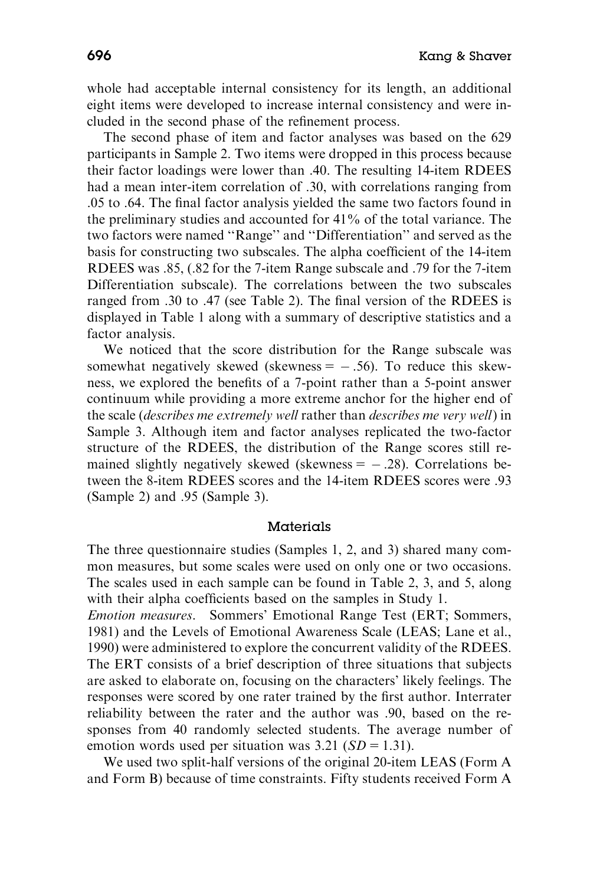whole had acceptable internal consistency for its length, an additional eight items were developed to increase internal consistency and were included in the second phase of the refinement process.

The second phase of item and factor analyses was based on the 629 participants in Sample 2. Two items were dropped in this process because their factor loadings were lower than .40. The resulting 14-item RDEES had a mean inter-item correlation of .30, with correlations ranging from .05 to .64. The final factor analysis yielded the same two factors found in the preliminary studies and accounted for 41% of the total variance. The two factors were named ''Range'' and ''Differentiation'' and served as the basis for constructing two subscales. The alpha coefficient of the 14-item RDEES was .85, (.82 for the 7-item Range subscale and .79 for the 7-item Differentiation subscale). The correlations between the two subscales ranged from .30 to .47 (see Table 2). The final version of the RDEES is displayed in Table 1 along with a summary of descriptive statistics and a factor analysis.

We noticed that the score distribution for the Range subscale was somewhat negatively skewed (skewness = $-.56$). To reduce this skewness, we explored the benefits of a 7-point rather than a 5-point answer continuum while providing a more extreme anchor for the higher end of the scale (*describes me extremely well* rather than *describes me very well*) in Sample 3. Although item and factor analyses replicated the two-factor structure of the RDEES, the distribution of the Range scores still remained slightly negatively skewed (skewness = $-.28$). Correlations between the 8-item RDEES scores and the 14-item RDEES scores were .93 (Sample 2) and .95 (Sample 3).

### Materials

The three questionnaire studies (Samples 1, 2, and 3) shared many common measures, but some scales were used on only one or two occasions. The scales used in each sample can be found in Table 2, 3, and 5, along with their alpha coefficients based on the samples in Study 1.

*Emotion measures.* Sommers' Emotional Range Test (ERT; Sommers, 1981) and the Levels of Emotional Awareness Scale (LEAS; Lane et al., 1990) were administered to explore the concurrent validity of the RDEES. The ERT consists of a brief description of three situations that subjects are asked to elaborate on, focusing on the characters' likely feelings. The responses were scored by one rater trained by the first author. Interrater reliability between the rater and the author was .90, based on the responses from 40 randomly selected students. The average number of emotion words used per situation was 3.21 ($SD = 1.31$).

We used two split-half versions of the original 20-item LEAS (Form A and Form B) because of time constraints. Fifty students received Form A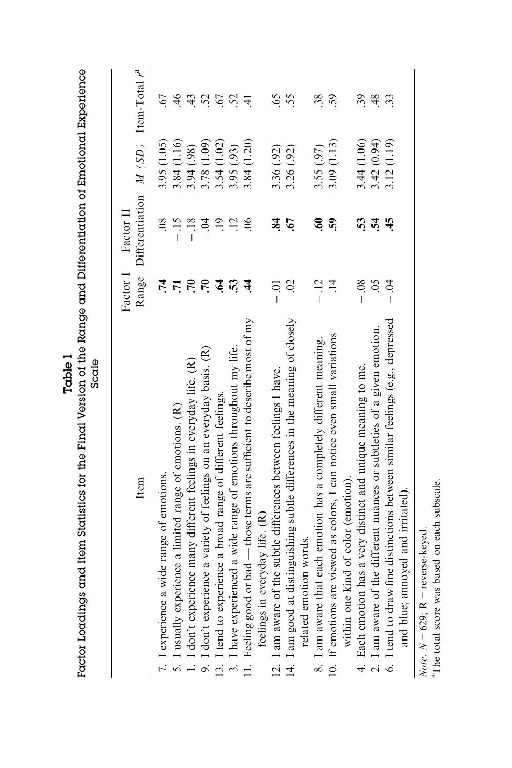**Table 1**

Factor Loadings and Item Statistics for the Final Version of the Range and Differentiation of Emotional Experience Scale

| Item | Factor I Range | Factor II Differentiation | *M* (*SD*) | Item-Total *r*[a] |
|---|---|---|---|---|
| 7. I experience a wide range of emotions. | **.74** | .08 | 3.95 (1.05) | .67 |
| 5. I usually experience a limited range of emotions. (R) | **.71** | −.15 | 3.84 (1.16) | .46 |
| 1. I don't experience many different feelings in everyday life. (R) | **.70** | −.18 | 3.94 (.98) | .43 |
| 9. I don't experience a variety of feelings on an everyday basis. (R) | **.70** | −.04 | 3.78 (1.09) | .52 |
| 13. I tend to experience a broad range of different feelings. | **.64** | .19 | 3.54 (1.02) | .67 |
| 3. I have experienced a wide range of emotions throughout my life. | **.53** | .12 | 3.95 (.93) | .52 |
| 11. Feeling good or bad — those terms are sufficient to describe most of my feelings in everyday life. (R) | **.44** | .06 | 3.84 (1.20) | .41 |
| 12. I am aware of the subtle differences between feelings I have. | −.01 | **.84** | 3.36 (.92) | .65 |
| 14. I am good at distinguishing subtle differences in the meaning of closely related emotion words. | .02 | **.67** | 3.26 (.92) | .55 |
| 8. I am aware that each emotion has a completely different meaning. | −.12 | **.60** | 3.55 (.97) | .38 |
| 10. If emotions are viewed as colors, I can notice even small variations within one kind of color (emotion). | .14 | **.59** | 3.09 (1.13) | .59 |
| 4. Each emotion has a very distinct and unique meaning to me. | −.08 | **.53** | 3.44 (1.06) | .39 |
| 2. I am aware of the different nuances or subtleties of a given emotion. | .05 | **.54** | 3.42 (0.94) | .48 |
| 6. I tend to draw fine distinctions between similar feelings (e.g., depressed and blue; annoyed and irritated). | −.04 | **.45** | 3.12 (1.19) | .33 |

*Note*. $N = 629$; R = reverse-keyed.

[a]The total score was based on each subscale.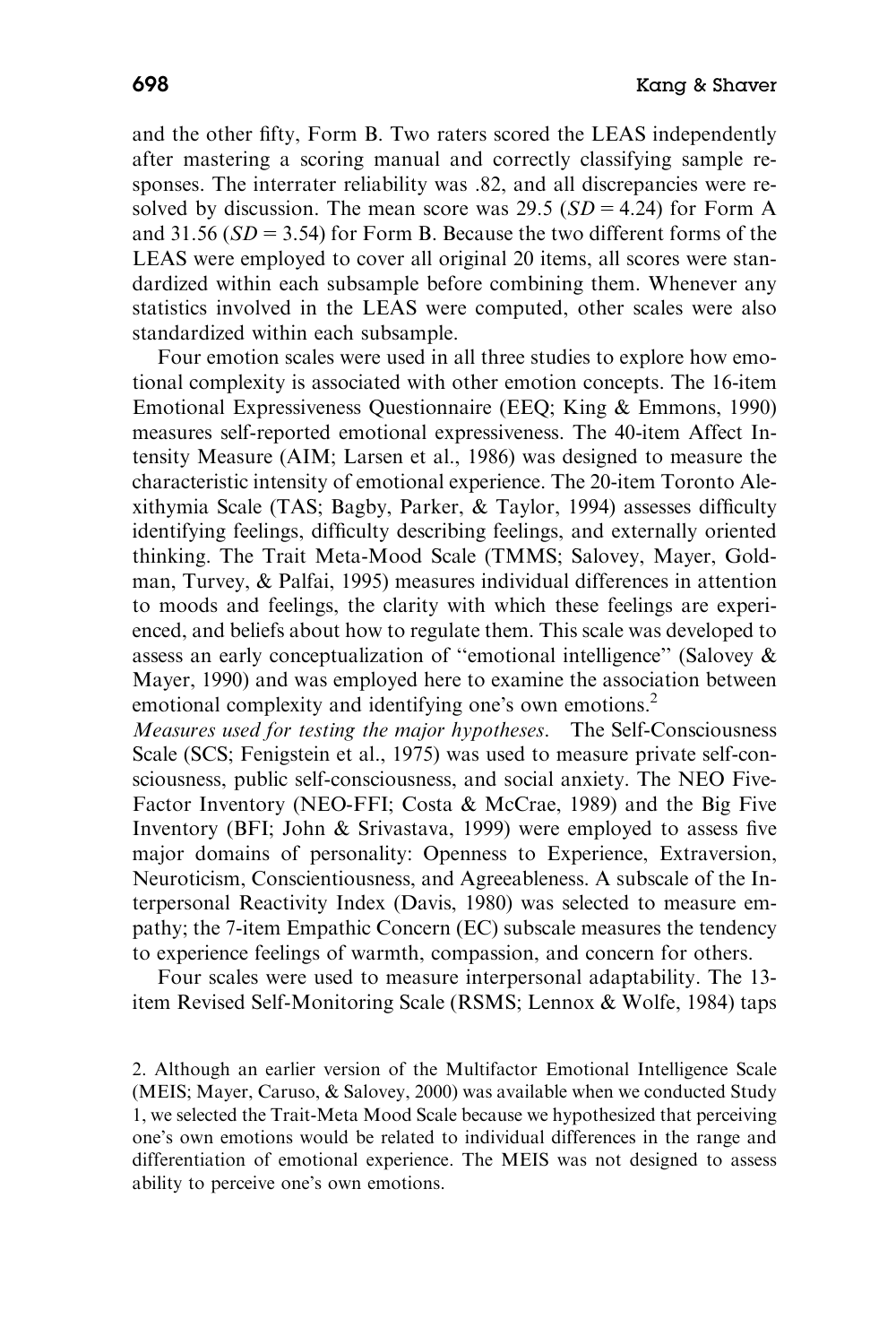and the other fifty, Form B. Two raters scored the LEAS independently after mastering a scoring manual and correctly classifying sample responses. The interrater reliability was .82, and all discrepancies were resolved by discussion. The mean score was 29.5 ($SD = 4.24$) for Form A and 31.56 ($SD = 3.54$) for Form B. Because the two different forms of the LEAS were employed to cover all original 20 items, all scores were standardized within each subsample before combining them. Whenever any statistics involved in the LEAS were computed, other scales were also standardized within each subsample.

Four emotion scales were used in all three studies to explore how emotional complexity is associated with other emotion concepts. The 16-item Emotional Expressiveness Questionnaire (EEQ; King & Emmons, 1990) measures self-reported emotional expressiveness. The 40-item Affect Intensity Measure (AIM; Larsen et al., 1986) was designed to measure the characteristic intensity of emotional experience. The 20-item Toronto Alexithymia Scale (TAS; Bagby, Parker, & Taylor, 1994) assesses difficulty identifying feelings, difficulty describing feelings, and externally oriented thinking. The Trait Meta-Mood Scale (TMMS; Salovey, Mayer, Goldman, Turvey, & Palfai, 1995) measures individual differences in attention to moods and feelings, the clarity with which these feelings are experienced, and beliefs about how to regulate them. This scale was developed to assess an early conceptualization of "emotional intelligence" (Salovey & Mayer, 1990) and was employed here to examine the association between emotional complexity and identifying one's own emotions.[2]

*Measures used for testing the major hypotheses.* The Self-Consciousness Scale (SCS; Fenigstein et al., 1975) was used to measure private self-consciousness, public self-consciousness, and social anxiety. The NEO Five-Factor Inventory (NEO-FFI; Costa & McCrae, 1989) and the Big Five Inventory (BFI; John & Srivastava, 1999) were employed to assess five major domains of personality: Openness to Experience, Extraversion, Neuroticism, Conscientiousness, and Agreeableness. A subscale of the Interpersonal Reactivity Index (Davis, 1980) was selected to measure empathy; the 7-item Empathic Concern (EC) subscale measures the tendency to experience feelings of warmth, compassion, and concern for others.

Four scales were used to measure interpersonal adaptability. The 13-item Revised Self-Monitoring Scale (RSMS; Lennox & Wolfe, 1984) taps

2. Although an earlier version of the Multifactor Emotional Intelligence Scale (MEIS; Mayer, Caruso, & Salovey, 2000) was available when we conducted Study 1, we selected the Trait-Meta Mood Scale because we hypothesized that perceiving one's own emotions would be related to individual differences in the range and differentiation of emotional experience. The MEIS was not designed to assess ability to perceive one's own emotions.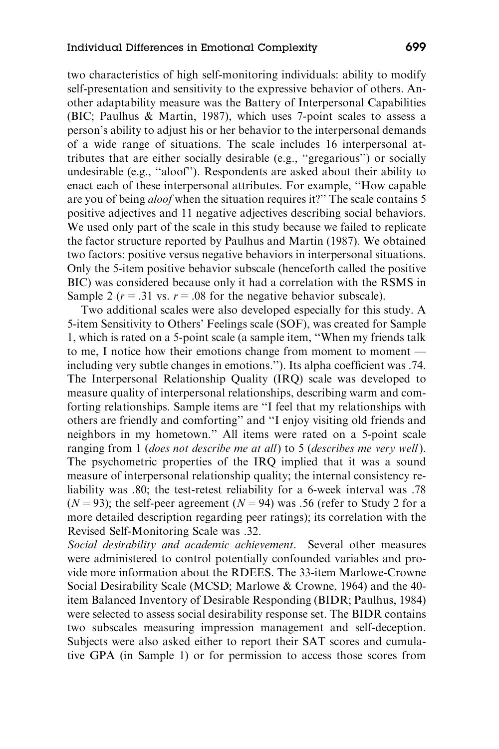two characteristics of high self-monitoring individuals: ability to modify self-presentation and sensitivity to the expressive behavior of others. Another adaptability measure was the Battery of Interpersonal Capabilities (BIC; Paulhus & Martin, 1987), which uses 7-point scales to assess a person's ability to adjust his or her behavior to the interpersonal demands of a wide range of situations. The scale includes 16 interpersonal attributes that are either socially desirable (e.g., ''gregarious'') or socially undesirable (e.g., ''aloof''). Respondents are asked about their ability to enact each of these interpersonal attributes. For example, ''How capable are you of being *aloof* when the situation requires it?'' The scale contains 5 positive adjectives and 11 negative adjectives describing social behaviors. We used only part of the scale in this study because we failed to replicate the factor structure reported by Paulhus and Martin (1987). We obtained two factors: positive versus negative behaviors in interpersonal situations. Only the 5-item positive behavior subscale (henceforth called the positive BIC) was considered because only it had a correlation with the RSMS in Sample 2 ($r = .31$ vs. $r = .08$ for the negative behavior subscale).

Two additional scales were also developed especially for this study. A 5-item Sensitivity to Others' Feelings scale (SOF), was created for Sample 1, which is rated on a 5-point scale (a sample item, ''When my friends talk to me, I notice how their emotions change from moment to moment — including very subtle changes in emotions.''). Its alpha coefficient was .74. The Interpersonal Relationship Quality (IRQ) scale was developed to measure quality of interpersonal relationships, describing warm and comforting relationships. Sample items are ''I feel that my relationships with others are friendly and comforting'' and ''I enjoy visiting old friends and neighbors in my hometown.'' All items were rated on a 5-point scale ranging from 1 (*does not describe me at all*) to 5 (*describes me very well*). The psychometric properties of the IRQ implied that it was a sound measure of interpersonal relationship quality; the internal consistency reliability was .80; the test-retest reliability for a 6-week interval was .78 ($N = 93$); the self-peer agreement ($N = 94$) was .56 (refer to Study 2 for a more detailed description regarding peer ratings); its correlation with the Revised Self-Monitoring Scale was .32.

*Social desirability and academic achievement*. Several other measures were administered to control potentially confounded variables and provide more information about the RDEES. The 33-item Marlowe-Crowne Social Desirability Scale (MCSD; Marlowe & Crowne, 1964) and the 40-item Balanced Inventory of Desirable Responding (BIDR; Paulhus, 1984) were selected to assess social desirability response set. The BIDR contains two subscales measuring impression management and self-deception. Subjects were also asked either to report their SAT scores and cumulative GPA (in Sample 1) or for permission to access those scores from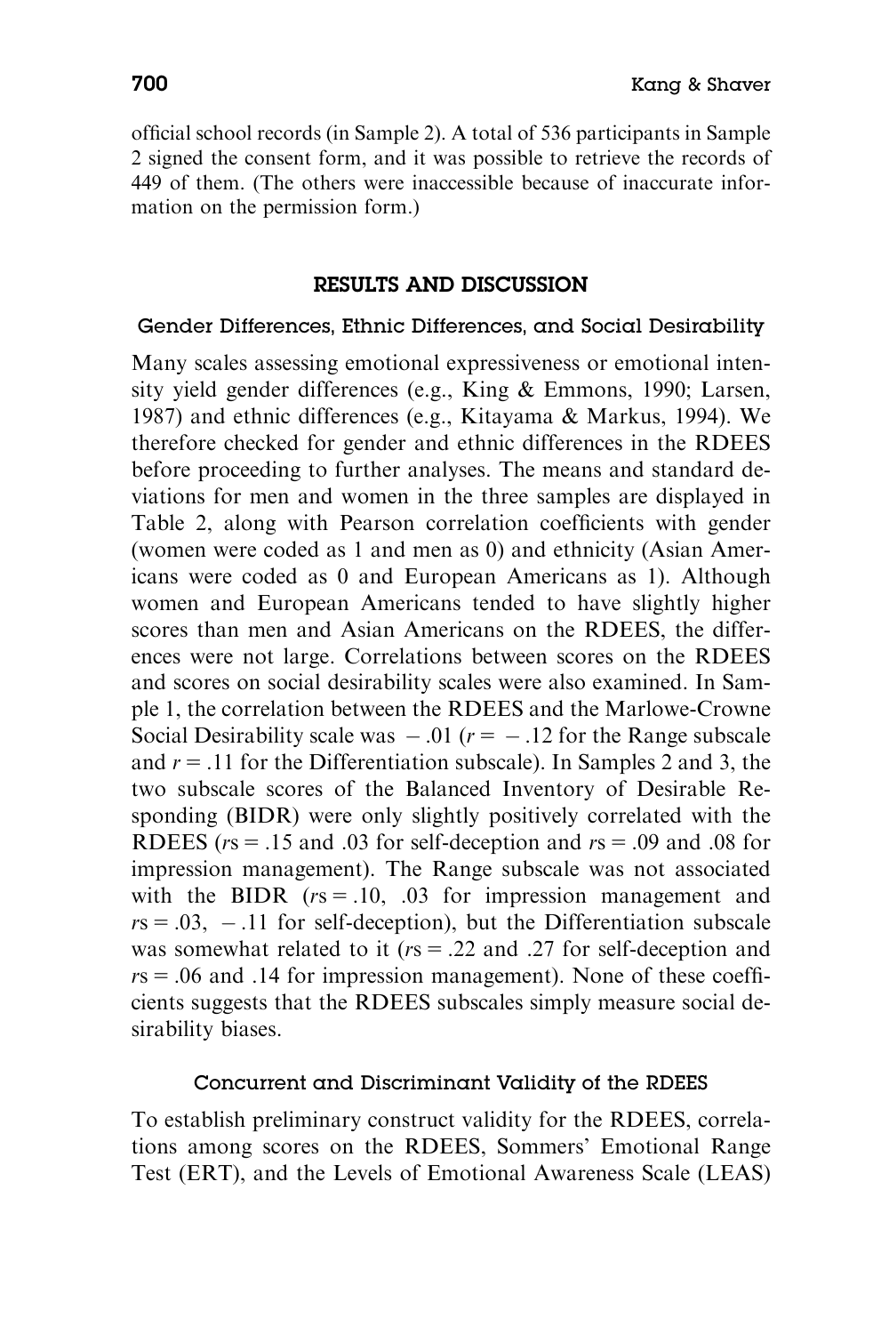official school records (in Sample 2). A total of 536 participants in Sample 2 signed the consent form, and it was possible to retrieve the records of 449 of them. (The others were inaccessible because of inaccurate information on the permission form.)

## RESULTS AND DISCUSSION

### Gender Differences, Ethnic Differences, and Social Desirability

Many scales assessing emotional expressiveness or emotional intensity yield gender differences (e.g., King & Emmons, 1990; Larsen, 1987) and ethnic differences (e.g., Kitayama & Markus, 1994). We therefore checked for gender and ethnic differences in the RDEES before proceeding to further analyses. The means and standard deviations for men and women in the three samples are displayed in Table 2, along with Pearson correlation coefficients with gender (women were coded as 1 and men as 0) and ethnicity (Asian Americans were coded as 0 and European Americans as 1). Although women and European Americans tended to have slightly higher scores than men and Asian Americans on the RDEES, the differences were not large. Correlations between scores on the RDEES and scores on social desirability scales were also examined. In Sample 1, the correlation between the RDEES and the Marlowe-Crowne Social Desirability scale was $-.01$ ($r = -.12$ for the Range subscale and $r = .11$ for the Differentiation subscale). In Samples 2 and 3, the two subscale scores of the Balanced Inventory of Desirable Responding (BIDR) were only slightly positively correlated with the RDEES ($r$s = .15 and .03 for self-deception and $r$s = .09 and .08 for impression management). The Range subscale was not associated with the BIDR ($r$s = .10, .03 for impression management and $r$s = .03, $-.11$ for self-deception), but the Differentiation subscale was somewhat related to it ($r$s = .22 and .27 for self-deception and $r$s = .06 and .14 for impression management). None of these coefficients suggests that the RDEES subscales simply measure social desirability biases.

### Concurrent and Discriminant Validity of the RDEES

To establish preliminary construct validity for the RDEES, correlations among scores on the RDEES, Sommers' Emotional Range Test (ERT), and the Levels of Emotional Awareness Scale (LEAS)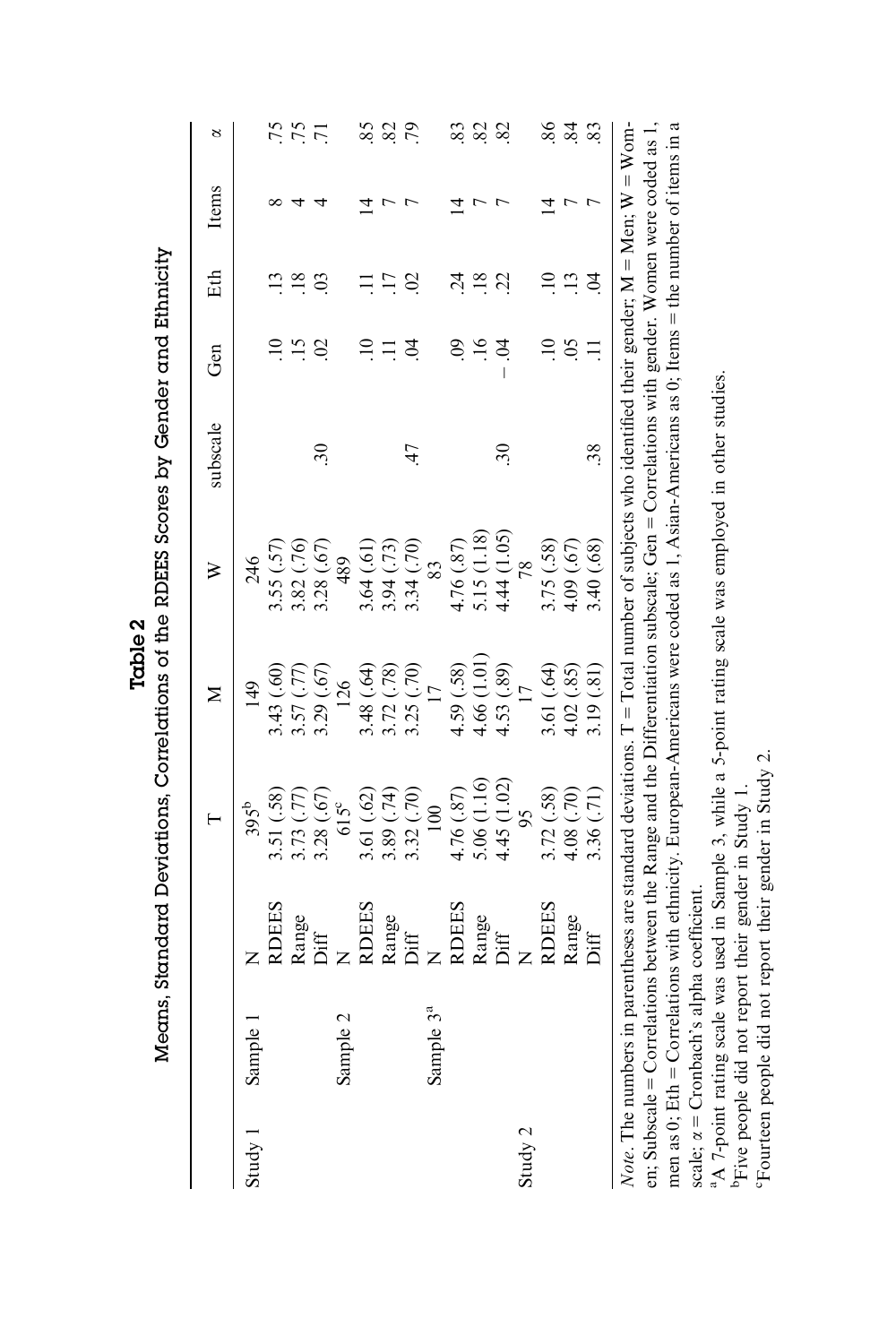**Table 2**

Means, Standard Deviations, Correlations of the RDEES Scores by Gender and Ethnicity

| | | | T | M | W | subscale | Gen | Eth | Items | α |
|---|---|---|---|---|---|---|---|---|---|---|
| Study 1 | Sample 1 | N | 395[b] | 149 | 246 | | | | | |
| | | RDEES | 3.51 (.58) | 3.43 (.60) | 3.55 (.57) | | .10 | .13 | 8 | .75 |
| | | Range | 3.73 (.77) | 3.57 (.77) | 3.82 (.76) | | .15 | .18 | 4 | .75 |
| | | Diff | 3.28 (.67) | 3.29 (.67) | 3.28 (.67) | .30 | .02 | .03 | 4 | .71 |
| | Sample 2 | N | 615[c] | 126 | 489 | | | | | |
| | | RDEES | 3.61 (.62) | 3.48 (.64) | 3.64 (.61) | | .10 | .11 | 14 | .85 |
| | | Range | 3.89 (.74) | 3.72 (.78) | 3.94 (.73) | | .11 | .17 | 7 | .82 |
| | | Diff | 3.32 (.70) | 3.25 (.70) | 3.34 (.70) | .47 | .04 | .02 | 7 | .79 |
| | Sample 3[a] | N | 100 | 17 | 83 | | | | | |
| | | RDEES | 4.76 (.87) | 4.59 (.58) | 4.76 (.87) | | .09 | .24 | 14 | .83 |
| | | Range | 5.06 (1.16) | 4.66 (1.01) | 5.15 (1.18) | | .16 | .18 | 7 | .82 |
| | | Diff | 4.45 (1.02) | 4.53 (.89) | 4.44 (1.05) | .30 | −.04 | .22 | 7 | .82 |
| Study 2 | | N | 95 | 17 | 78 | | | | | |
| | | RDEES | 3.72 (.58) | 3.61 (.64) | 3.75 (.58) | | .10 | .10 | 14 | .86 |
| | | Range | 4.08 (.70) | 4.02 (.85) | 4.09 (.67) | | .05 | .13 | 7 | .84 |
| | | Diff | 3.36 (.71) | 3.19 (.81) | 3.40 (.68) | .38 | .11 | .04 | 7 | .83 |

*Note.* The numbers in parentheses are standard deviations. T = Total number of subjects who identified their gender; M = Men; W = Women; Subscale = Correlations between the Range and the Differentiation subscale; Gen = Correlations with gender. Women were coded as 1, men as 0; Eth = Correlations with ethnicity. European-Americans were coded as 1, Asian-Americans as 0; Items = the number of items in a scale; α = Cronbach's alpha coefficient.

[a]A 7-point rating scale was used in Sample 3, while a 5-point rating scale was employed in other studies.

[b]Five people did not report their gender in Study 1.

[c]Fourteen people did not report their gender in Study 2.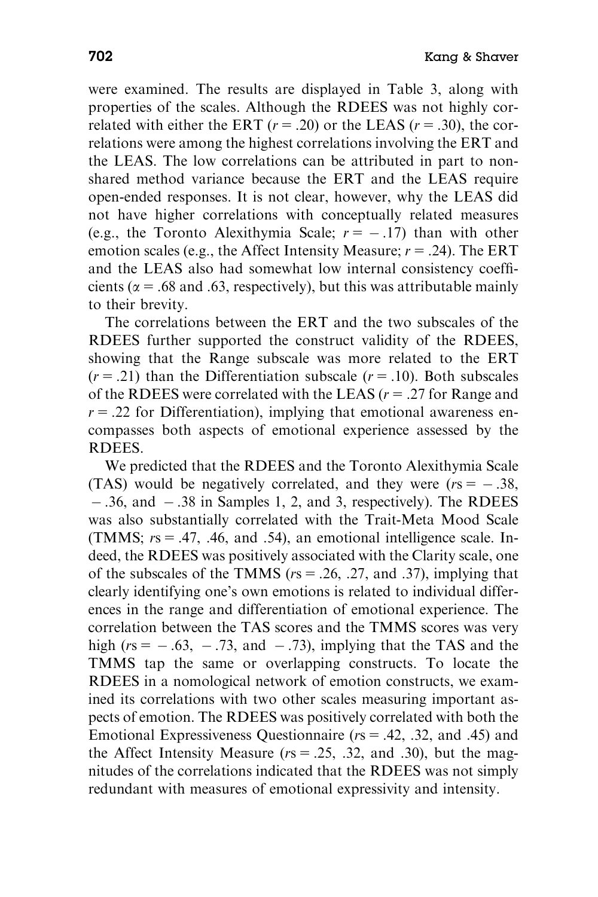were examined. The results are displayed in Table 3, along with properties of the scales. Although the RDEES was not highly correlated with either the ERT ($r = .20$) or the LEAS ($r = .30$), the correlations were among the highest correlations involving the ERT and the LEAS. The low correlations can be attributed in part to nonshared method variance because the ERT and the LEAS require open-ended responses. It is not clear, however, why the LEAS did not have higher correlations with conceptually related measures (e.g., the Toronto Alexithymia Scale; $r = -.17$) than with other emotion scales (e.g., the Affect Intensity Measure; $r = .24$). The ERT and the LEAS also had somewhat low internal consistency coefficients ($\alpha = .68$ and $.63$, respectively), but this was attributable mainly to their brevity.

The correlations between the ERT and the two subscales of the RDEES further supported the construct validity of the RDEES, showing that the Range subscale was more related to the ERT ($r = .21$) than the Differentiation subscale ($r = .10$). Both subscales of the RDEES were correlated with the LEAS ($r = .27$ for Range and $r = .22$ for Differentiation), implying that emotional awareness encompasses both aspects of emotional experience assessed by the RDEES.

We predicted that the RDEES and the Toronto Alexithymia Scale (TAS) would be negatively correlated, and they were ($r\text{s} = -.38$, $-.36$, and $-.38$ in Samples 1, 2, and 3, respectively). The RDEES was also substantially correlated with the Trait-Meta Mood Scale (TMMS; $r\text{s} = .47$, $.46$, and $.54$), an emotional intelligence scale. Indeed, the RDEES was positively associated with the Clarity scale, one of the subscales of the TMMS ($r\text{s} = .26$, $.27$, and $.37$), implying that clearly identifying one's own emotions is related to individual differences in the range and differentiation of emotional experience. The correlation between the TAS scores and the TMMS scores was very high ($r\text{s} = -.63$, $-.73$, and $-.73$), implying that the TAS and the TMMS tap the same or overlapping constructs. To locate the RDEES in a nomological network of emotion constructs, we examined its correlations with two other scales measuring important aspects of emotion. The RDEES was positively correlated with both the Emotional Expressiveness Questionnaire ($r\text{s} = .42$, $.32$, and $.45$) and the Affect Intensity Measure ($r\text{s} = .25$, $.32$, and $.30$), but the magnitudes of the correlations indicated that the RDEES was not simply redundant with measures of emotional expressivity and intensity.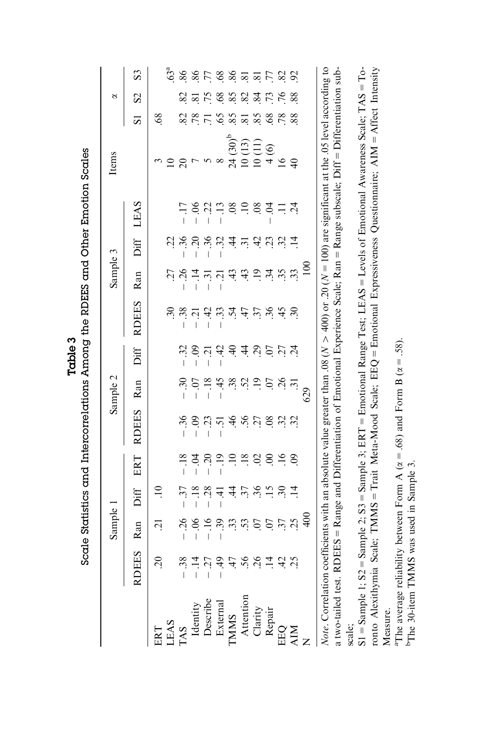**Table 3**
Scale Statistics and Intercorrelations Among the RDEES and Other Emotion Scales

| | Sample 1 | | | | Sample 2 | | | Sample 3 | | | | Items | α | | |
|---|---|---|---|---|---|---|---|---|---|---|---|---|---|---|---|
| | RDEES | Ran | Diff | ERT | RDEES | Ran | Diff | RDEES | Ran | Diff | LEAS | | S1 | S2 | S3 |
| ERT | .20 | .21 | .10 | | | | | | | | | 3 | .68 | | |
| LEAS | | | | | | | | .30 | .27 | .22 | | 10 | | | .63[a] |
| TAS | −.38 | −.26 | −.37 | −.18 | −.36 | −.30 | −.32 | −.38 | −.26 | −.36 | −.17 | 20 | .82 | .82 | .86 |
| Identity | −.14 | −.06 | −.18 | −.04 | −.09 | −.07 | −.09 | −.21 | −.14 | −.20 | −.06 | 7 | .78 | .81 | .86 |
| Describe | −.27 | −.16 | −.28 | −.20 | −.23 | −.18 | −.21 | −.42 | −.31 | −.36 | −.22 | 5 | .71 | .75 | .77 |
| External | −.49 | −.39 | −.41 | −.19 | −.51 | −.45 | −.42 | −.33 | −.21 | −.32 | −.13 | 8 | .65 | .68 | .68 |
| TMMS | .47 | .33 | .44 | .10 | .46 | .38 | .40 | .54 | .43 | .44 | .08 | 24 (30)[b] | .85 | .85 | .86 |
| Attention | .56 | .53 | .37 | .18 | .56 | .52 | .44 | .47 | .43 | .31 | .10 | 10 (13) | .81 | .82 | .81 |
| Clarity | .26 | .07 | .36 | .02 | .27 | .19 | .29 | .37 | .19 | .42 | .08 | 10 (11) | .85 | .84 | .81 |
| Repair | .14 | .07 | .15 | .00 | .08 | .07 | .07 | .36 | .34 | .23 | −.04 | 4 (6) | .68 | .73 | .77 |
| EEQ | .42 | .37 | .30 | .16 | .32 | .26 | .27 | .45 | .35 | .32 | .11 | 16 | .78 | .76 | .82 |
| AIM | .25 | .25 | .14 | .09 | .32 | .31 | .24 | .30 | .33 | .14 | .24 | 40 | .88 | .88 | .92 |
| N | | 400 | | | | 629 | | | 100 | | | | | | |

*Note*. Correlation coefficients with an absolute value greater than .08 ($N > 400$) or .20 ($N = 100$) are significant at the .05 level according to a two-tailed test. RDEES = Range and Differentiation of Emotional Experience Scale; Ran = Range subscale; Diff = Differentiation subscale;

S1 = Sample 1; S2 = Sample 2; S3 = Sample 3; ERT = Emotional Range Test; LEAS = Levels of Emotional Awareness Scale; TAS = Toronto Alexithymia Scale; TMMS = Trait Meta-Mood Scale; EEQ = Emotional Expressiveness Questionnaire; AIM = Affect Intensity Measure.

[a]The average reliability between Form A ($\alpha = .68$) and Form B ($\alpha = .58$).
[b]The 30-item TMMS was used in Sample 3.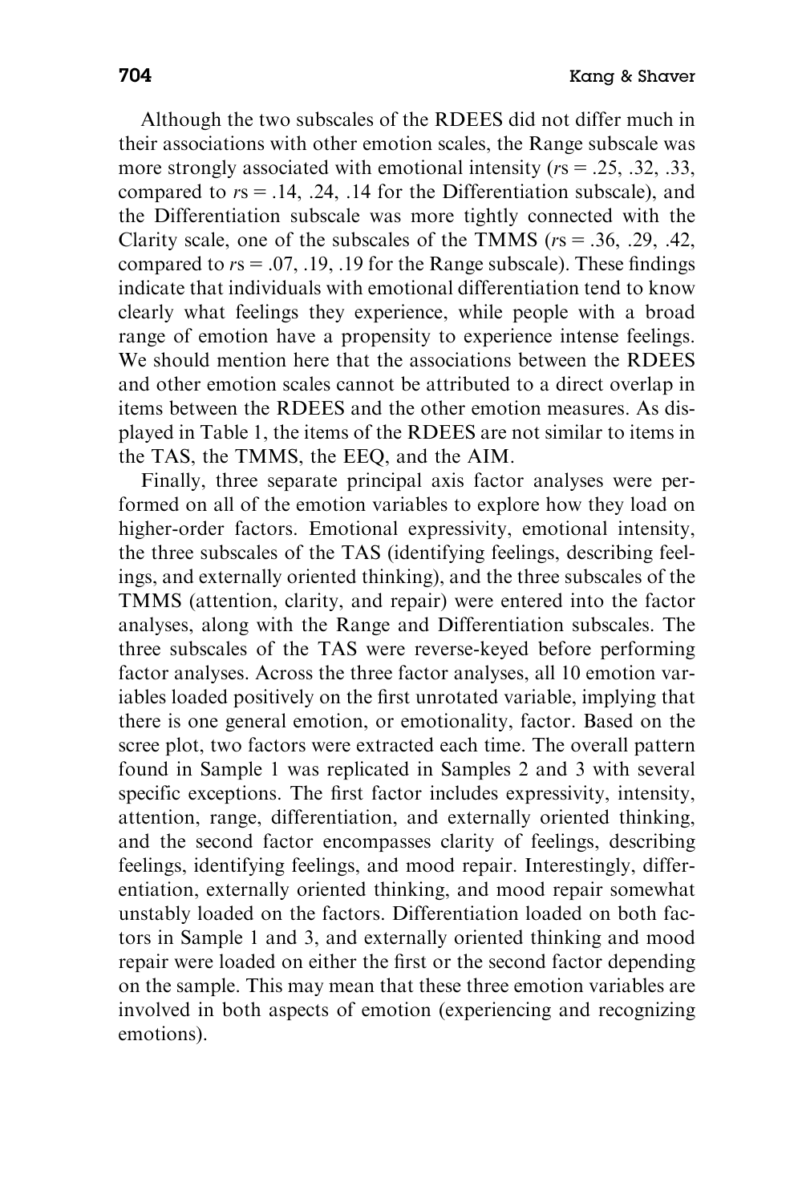Although the two subscales of the RDEES did not differ much in their associations with other emotion scales, the Range subscale was more strongly associated with emotional intensity (*r*s = .25, .32, .33, compared to *r*s = .14, .24, .14 for the Differentiation subscale), and the Differentiation subscale was more tightly connected with the Clarity scale, one of the subscales of the TMMS (*r*s = .36, .29, .42, compared to *r*s = .07, .19, .19 for the Range subscale). These findings indicate that individuals with emotional differentiation tend to know clearly what feelings they experience, while people with a broad range of emotion have a propensity to experience intense feelings. We should mention here that the associations between the RDEES and other emotion scales cannot be attributed to a direct overlap in items between the RDEES and the other emotion measures. As displayed in Table 1, the items of the RDEES are not similar to items in the TAS, the TMMS, the EEQ, and the AIM.

Finally, three separate principal axis factor analyses were performed on all of the emotion variables to explore how they load on higher-order factors. Emotional expressivity, emotional intensity, the three subscales of the TAS (identifying feelings, describing feelings, and externally oriented thinking), and the three subscales of the TMMS (attention, clarity, and repair) were entered into the factor analyses, along with the Range and Differentiation subscales. The three subscales of the TAS were reverse-keyed before performing factor analyses. Across the three factor analyses, all 10 emotion variables loaded positively on the first unrotated variable, implying that there is one general emotion, or emotionality, factor. Based on the scree plot, two factors were extracted each time. The overall pattern found in Sample 1 was replicated in Samples 2 and 3 with several specific exceptions. The first factor includes expressivity, intensity, attention, range, differentiation, and externally oriented thinking, and the second factor encompasses clarity of feelings, describing feelings, identifying feelings, and mood repair. Interestingly, differentiation, externally oriented thinking, and mood repair somewhat unstably loaded on the factors. Differentiation loaded on both factors in Sample 1 and 3, and externally oriented thinking and mood repair were loaded on either the first or the second factor depending on the sample. This may mean that these three emotion variables are involved in both aspects of emotion (experiencing and recognizing emotions).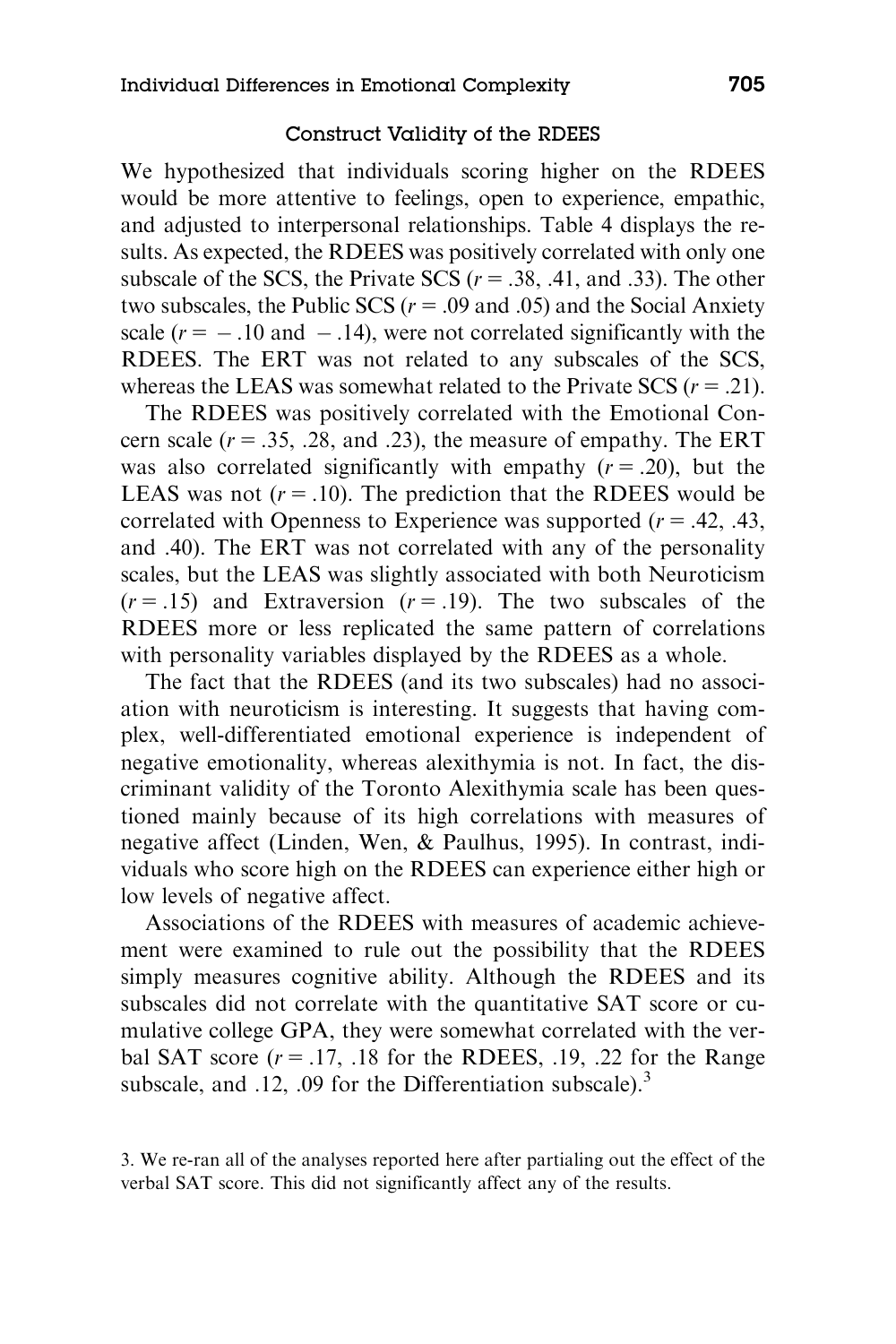### Construct Validity of the RDEES

We hypothesized that individuals scoring higher on the RDEES would be more attentive to feelings, open to experience, empathic, and adjusted to interpersonal relationships. Table 4 displays the results. As expected, the RDEES was positively correlated with only one subscale of the SCS, the Private SCS ($r = .38$, .41, and .33). The other two subscales, the Public SCS ($r = .09$ and .05) and the Social Anxiety scale ($r = -.10$ and $-.14$), were not correlated significantly with the RDEES. The ERT was not related to any subscales of the SCS, whereas the LEAS was somewhat related to the Private SCS ($r = .21$).

The RDEES was positively correlated with the Emotional Concern scale ($r = .35$, .28, and .23), the measure of empathy. The ERT was also correlated significantly with empathy ($r = .20$), but the LEAS was not ($r = .10$). The prediction that the RDEES would be correlated with Openness to Experience was supported ($r = .42$, .43, and .40). The ERT was not correlated with any of the personality scales, but the LEAS was slightly associated with both Neuroticism ($r = .15$) and Extraversion ($r = .19$). The two subscales of the RDEES more or less replicated the same pattern of correlations with personality variables displayed by the RDEES as a whole.

The fact that the RDEES (and its two subscales) had no association with neuroticism is interesting. It suggests that having complex, well-differentiated emotional experience is independent of negative emotionality, whereas alexithymia is not. In fact, the discriminant validity of the Toronto Alexithymia scale has been questioned mainly because of its high correlations with measures of negative affect (Linden, Wen, & Paulhus, 1995). In contrast, individuals who score high on the RDEES can experience either high or low levels of negative affect.

Associations of the RDEES with measures of academic achievement were examined to rule out the possibility that the RDEES simply measures cognitive ability. Although the RDEES and its subscales did not correlate with the quantitative SAT score or cumulative college GPA, they were somewhat correlated with the verbal SAT score ($r = .17$, .18 for the RDEES, .19, .22 for the Range subscale, and .12, .09 for the Differentiation subscale).[3]

3. We re-ran all of the analyses reported here after partialing out the effect of the verbal SAT score. This did not significantly affect any of the results.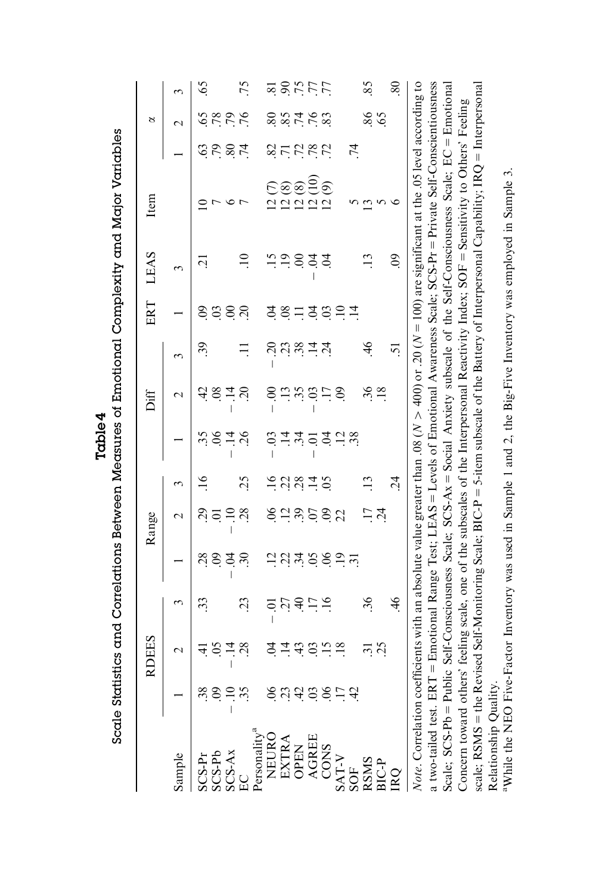**Table 4**
Scale Statistics and Correlations Between Measures of Emotional Complexity and Major Variables

| Sample | RDEES | | | Range | | | Diff | | | ERT | LEAS | Item | α | | |
|---|---|---|---|---|---|---|---|---|---|---|---|---|---|---|---|
| | 1 | 2 | 3 | 1 | 2 | 3 | 1 | 2 | 3 | 1 | 3 | | 1 | 2 | 3 |
| SCS-Pr | .38 | .41 | .33 | .28 | .29 | .16 | .35 | .42 | .39 | .09 | .21 | 10 | .63 | .65 | .65 |
| SCS-Pb | .09 | .05 | | .09 | .01 | | .06 | .08 | | .03 | | 7 | .79 | .78 | |
| SCS-Ax | −.10 | −.14 | | −.04 | −.10 | | −.14 | −.14 | | .00 | | 6 | .80 | .79 | |
| EC | .35 | .28 | .23 | .30 | .28 | .25 | .26 | .20 | .11 | .20 | .10 | 7 | .74 | .76 | .75 |
| Personality[a] | | | | | | | | | | | | | | | |
| NEURO | .06 | .04 | −.01 | .12 | .06 | .16 | −.03 | −.00 | −.20 | .04 | .15 | 12 (7) | .82 | .80 | .81 |
| EXTRA | .23 | .14 | .27 | .22 | .12 | .22 | .14 | .13 | .23 | .08 | .19 | 12 (8) | .71 | .85 | .90 |
| OPEN | .42 | .43 | .40 | .34 | .39 | .28 | .34 | .35 | .38 | .11 | .00 | 12 (8) | .72 | .74 | .75 |
| AGREE | .03 | .03 | .17 | .05 | .07 | .14 | −.01 | −.03 | .14 | .04 | −.04 | 12 (10) | .78 | .76 | .77 |
| CONS | .06 | .15 | .16 | .06 | .09 | .05 | .04 | .17 | .24 | .03 | .04 | 12 (9) | .72 | .83 | .77 |
| SAT-V | .17 | .18 | | .19 | .22 | | .12 | .09 | | .10 | | | | | |
| SOF | .42 | | | .31 | | | .38 | | | .14 | | 5 | .74 | | |
| RSMS | | .31 | .36 | | .17 | .13 | | .36 | .46 | | .13 | 13 | | .86 | .85 |
| BIC-P | | .25 | | | .24 | | | .18 | | | | 5 | | .65 | |
| IRQ | | | .46 | | | .24 | | | .51 | | .09 | 6 | | | .80 |

*Note*. Correlation coefficients with an absolute value greater than .08 ($N > 400$) or .20 ($N = 100$) are significant at the .05 level according to a two-tailed test. ERT = Emotional Range Test; LEAS = Levels of Emotional Awareness Scale; SCS-Pr = Private Self-Consciousness Scale; SCS-Pb = Public Self-Consciousness Scale; SCS-Ax = Social Anxiety subscale of the Self-Consciousness Scale; EC = Emotional Concern toward others' feeling scale, one of the subscales of the Interpersonal Reactivity Index; SOF = Sensitivity to Others' Feeling scale; RSMS = the Revised Self-Monitoring Scale; BIC-P = 5-item subscale of the Battery of Interpersonal Capability; IRQ = Interpersonal Relationship Quality.

[a]While the NEO Five-Factor Inventory was used in Sample 1 and 2, the Big-Five Inventory was employed in Sample 3.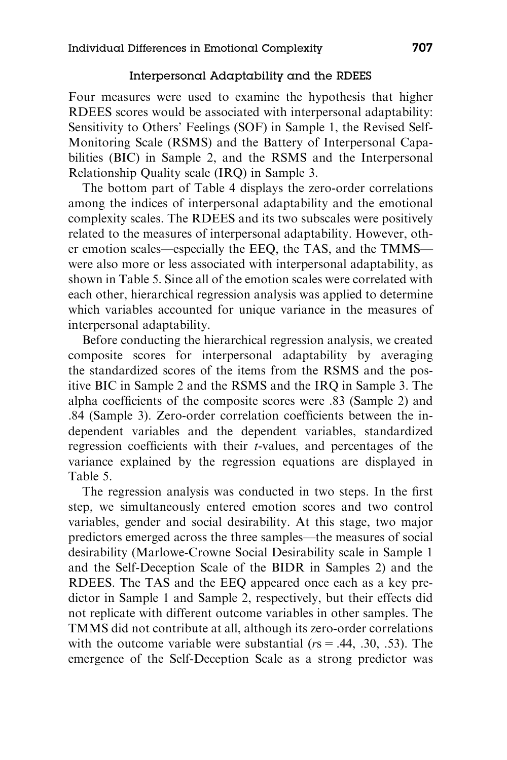### Interpersonal Adaptability and the RDEES

Four measures were used to examine the hypothesis that higher RDEES scores would be associated with interpersonal adaptability: Sensitivity to Others' Feelings (SOF) in Sample 1, the Revised Self-Monitoring Scale (RSMS) and the Battery of Interpersonal Capabilities (BIC) in Sample 2, and the RSMS and the Interpersonal Relationship Quality scale (IRQ) in Sample 3.

The bottom part of Table 4 displays the zero-order correlations among the indices of interpersonal adaptability and the emotional complexity scales. The RDEES and its two subscales were positively related to the measures of interpersonal adaptability. However, other emotion scales—especially the EEQ, the TAS, and the TMMS—were also more or less associated with interpersonal adaptability, as shown in Table 5. Since all of the emotion scales were correlated with each other, hierarchical regression analysis was applied to determine which variables accounted for unique variance in the measures of interpersonal adaptability.

Before conducting the hierarchical regression analysis, we created composite scores for interpersonal adaptability by averaging the standardized scores of the items from the RSMS and the positive BIC in Sample 2 and the RSMS and the IRQ in Sample 3. The alpha coefficients of the composite scores were .83 (Sample 2) and .84 (Sample 3). Zero-order correlation coefficients between the independent variables and the dependent variables, standardized regression coefficients with their *t*-values, and percentages of the variance explained by the regression equations are displayed in Table 5.

The regression analysis was conducted in two steps. In the first step, we simultaneously entered emotion scores and two control variables, gender and social desirability. At this stage, two major predictors emerged across the three samples—the measures of social desirability (Marlowe-Crowne Social Desirability scale in Sample 1 and the Self-Deception Scale of the BIDR in Samples 2) and the RDEES. The TAS and the EEQ appeared once each as a key predictor in Sample 1 and Sample 2, respectively, but their effects did not replicate with different outcome variables in other samples. The TMMS did not contribute at all, although its zero-order correlations with the outcome variable were substantial ($r$s = .44, .30, .53). The emergence of the Self-Deception Scale as a strong predictor was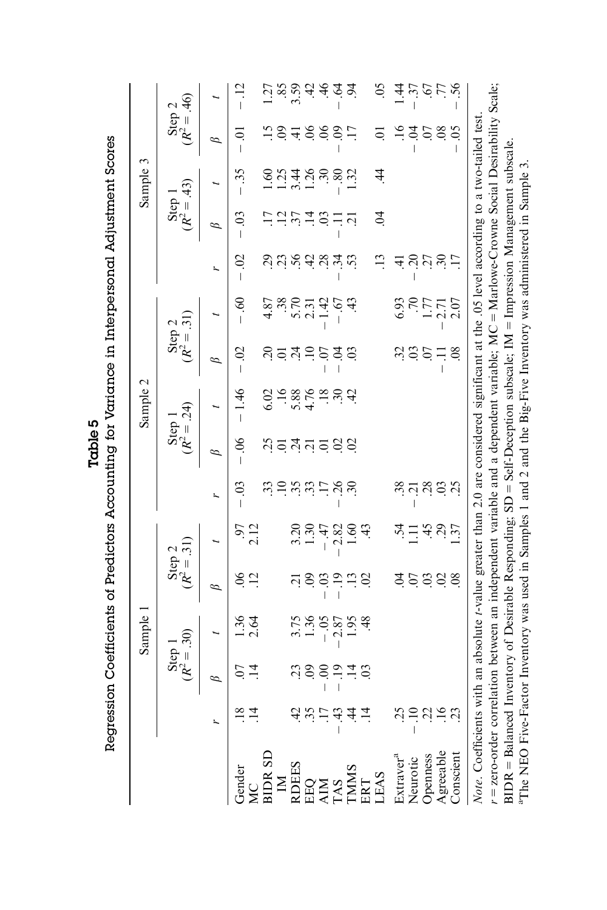**Table 5**
**Regression Coefficients of Predictors Accounting for Variance in Interpersonal Adjustment Scores**

| | Sample 1 | | | | | Sample 2 | | | | | Sample 3 | | | | |
|---|---|---|---|---|---|---|---|---|---|---|---|---|---|---|---|
| | | Step 1 ($R^2 = .30$) | | Step 2 ($R^2 = .31$) | | | Step 1 ($R^2 = .24$) | | Step 2 ($R^2 = .31$) | | | Step 1 ($R^2 = .43$) | | Step 2 ($R^2 = .46$) | |
| | $r$ | $\beta$ | $t$ | $\beta$ | $t$ | $r$ | $\beta$ | $t$ | $\beta$ | $t$ | $r$ | $\beta$ | $t$ | $\beta$ | $t$ |
| Gender | .18 | .07 | 1.36 | .06 | .97 | −.03 | −.06 | −1.46 | −.02 | −.60 | −.02 | −.03 | −.35 | −.01 | −.12 |
| MC | .14 | .14 | 2.64 | .12 | 2.12 | | | | | | | | | | |
| BIDR SD | | | | | | .33 | .25 | 6.02 | .20 | 4.87 | .29 | .17 | 1.60 | .15 | 1.27 |
| IM | | | | | | .10 | .01 | .16 | .01 | .38 | .23 | .12 | 1.25 | .09 | .85 |
| RDEES | .42 | .23 | 3.75 | .21 | 3.20 | .35 | .24 | 5.88 | .24 | 5.70 | .56 | .37 | 3.44 | .41 | 3.59 |
| EEQ | .35 | .09 | 1.36 | .09 | 1.30 | .33 | .21 | 4.76 | .10 | 2.31 | .42 | .14 | 1.26 | .06 | .42 |
| AIM | .17 | −.00 | −.05 | −.03 | −.47 | .17 | .01 | .18 | −.07 | −1.42 | .28 | .03 | .30 | .06 | .46 |
| TAS | −.43 | −.19 | −2.87 | −.19 | −2.82 | −.26 | .02 | .30 | −.04 | −.67 | −.34 | −.11 | −.80 | −.09 | −.64 |
| TMMS | .44 | .14 | 1.95 | .13 | 1.60 | .30 | .02 | .42 | .03 | .43 | .53 | .21 | 1.32 | .17 | .94 |
| ERT | .14 | .03 | .48 | .02 | .43 | | | | | | | | | | |
| LEAS | | | | | | | | | | | .13 | .04 | .44 | .01 | .05 |
| Extraver[a] | .25 | | | .04 | .54 | .38 | | | .32 | 6.93 | .41 | | | .16 | 1.44 |
| Neurotic | −.10 | | | .07 | 1.11 | −.21 | | | .03 | .70 | −.20 | | | −.04 | −.37 |
| Openness | .22 | | | .03 | .45 | .28 | | | .07 | 1.77 | .27 | | | .07 | .67 |
| Agreeable | .16 | | | .02 | .29 | .03 | | | −.11 | −2.71 | .30 | | | .08 | .77 |
| Conscient | .23 | | | .08 | 1.37 | .25 | | | .08 | 2.07 | .17 | | | −.05 | −.56 |

*Note*. Coefficients with an absolute $t$-value greater than 2.0 are considered significant at the .05 level according to a two-tailed test. $r$ = zero-order correlation between an independent variable and a dependent variable; MC = Marlowe-Crowne Social Desirability Scale; BIDR = Balanced Inventory of Desirable Responding; SD = Self-Deception subscale; IM = Impression Management subscale.
[a]The NEO Five-Factor Inventory was used in Samples 1 and 2 and the Big-Five Inventory was administered in Sample 3.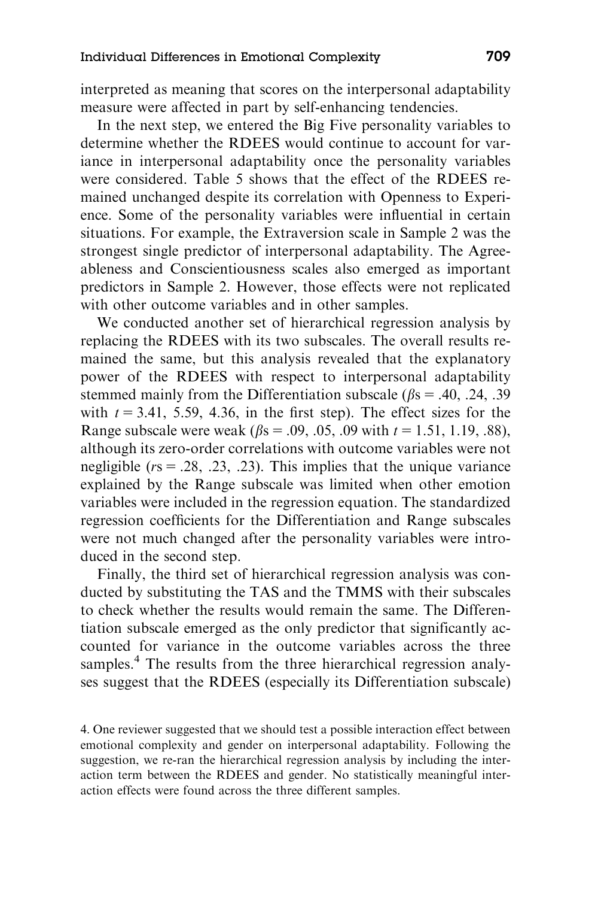interpreted as meaning that scores on the interpersonal adaptability measure were affected in part by self-enhancing tendencies.

In the next step, we entered the Big Five personality variables to determine whether the RDEES would continue to account for variance in interpersonal adaptability once the personality variables were considered. Table 5 shows that the effect of the RDEES remained unchanged despite its correlation with Openness to Experience. Some of the personality variables were influential in certain situations. For example, the Extraversion scale in Sample 2 was the strongest single predictor of interpersonal adaptability. The Agreeableness and Conscientiousness scales also emerged as important predictors in Sample 2. However, those effects were not replicated with other outcome variables and in other samples.

We conducted another set of hierarchical regression analysis by replacing the RDEES with its two subscales. The overall results remained the same, but this analysis revealed that the explanatory power of the RDEES with respect to interpersonal adaptability stemmed mainly from the Differentiation subscale ($\beta$s = .40, .24, .39 with $t$ = 3.41, 5.59, 4.36, in the first step). The effect sizes for the Range subscale were weak ($\beta$s = .09, .05, .09 with $t$ = 1.51, 1.19, .88), although its zero-order correlations with outcome variables were not negligible ($r$s = .28, .23, .23). This implies that the unique variance explained by the Range subscale was limited when other emotion variables were included in the regression equation. The standardized regression coefficients for the Differentiation and Range subscales were not much changed after the personality variables were introduced in the second step.

Finally, the third set of hierarchical regression analysis was conducted by substituting the TAS and the TMMS with their subscales to check whether the results would remain the same. The Differentiation subscale emerged as the only predictor that significantly accounted for variance in the outcome variables across the three samples.[4] The results from the three hierarchical regression analyses suggest that the RDEES (especially its Differentiation subscale)

4. One reviewer suggested that we should test a possible interaction effect between emotional complexity and gender on interpersonal adaptability. Following the suggestion, we re-ran the hierarchical regression analysis by including the interaction term between the RDEES and gender. No statistically meaningful interaction effects were found across the three different samples.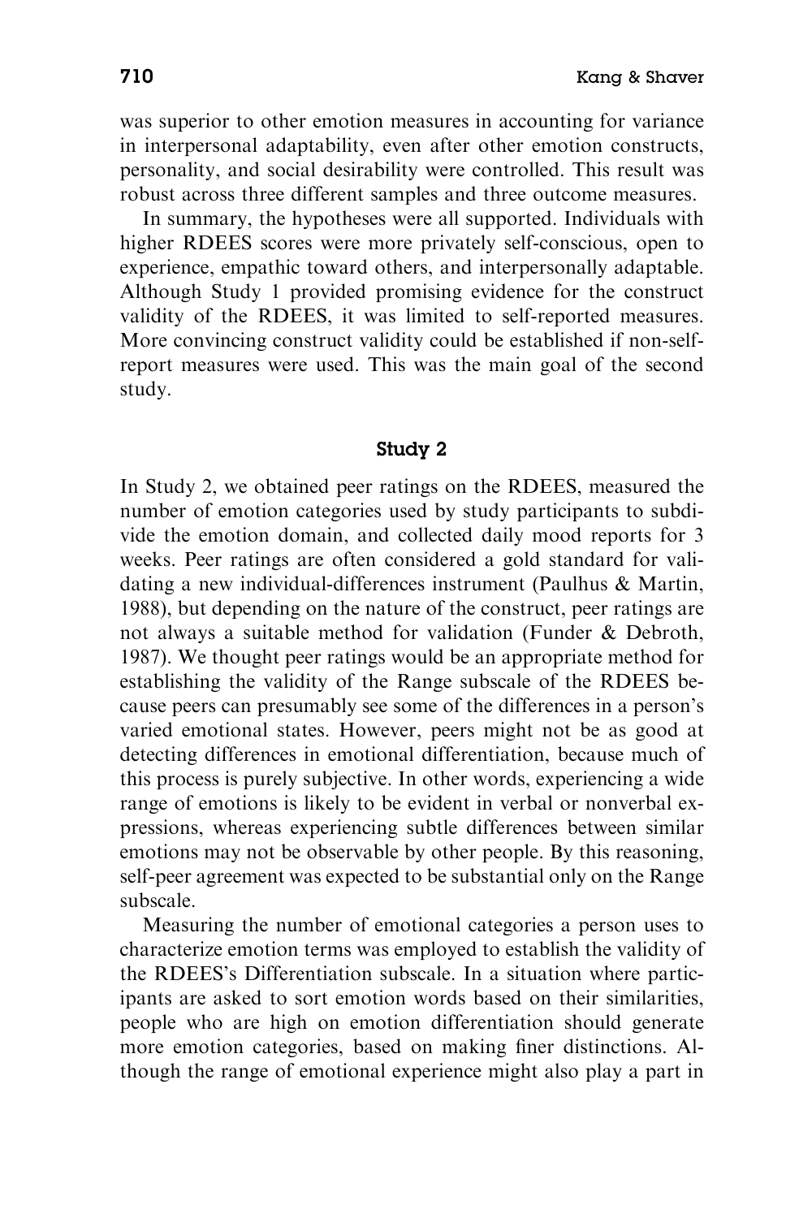was superior to other emotion measures in accounting for variance in interpersonal adaptability, even after other emotion constructs, personality, and social desirability were controlled. This result was robust across three different samples and three outcome measures.

In summary, the hypotheses were all supported. Individuals with higher RDEES scores were more privately self-conscious, open to experience, empathic toward others, and interpersonally adaptable. Although Study 1 provided promising evidence for the construct validity of the RDEES, it was limited to self-reported measures. More convincing construct validity could be established if non-self-report measures were used. This was the main goal of the second study.

## Study 2

In Study 2, we obtained peer ratings on the RDEES, measured the number of emotion categories used by study participants to subdivide the emotion domain, and collected daily mood reports for 3 weeks. Peer ratings are often considered a gold standard for validating a new individual-differences instrument (Paulhus & Martin, 1988), but depending on the nature of the construct, peer ratings are not always a suitable method for validation (Funder & Debroth, 1987). We thought peer ratings would be an appropriate method for establishing the validity of the Range subscale of the RDEES because peers can presumably see some of the differences in a person's varied emotional states. However, peers might not be as good at detecting differences in emotional differentiation, because much of this process is purely subjective. In other words, experiencing a wide range of emotions is likely to be evident in verbal or nonverbal expressions, whereas experiencing subtle differences between similar emotions may not be observable by other people. By this reasoning, self-peer agreement was expected to be substantial only on the Range subscale.

Measuring the number of emotional categories a person uses to characterize emotion terms was employed to establish the validity of the RDEES's Differentiation subscale. In a situation where participants are asked to sort emotion words based on their similarities, people who are high on emotion differentiation should generate more emotion categories, based on making finer distinctions. Although the range of emotional experience might also play a part in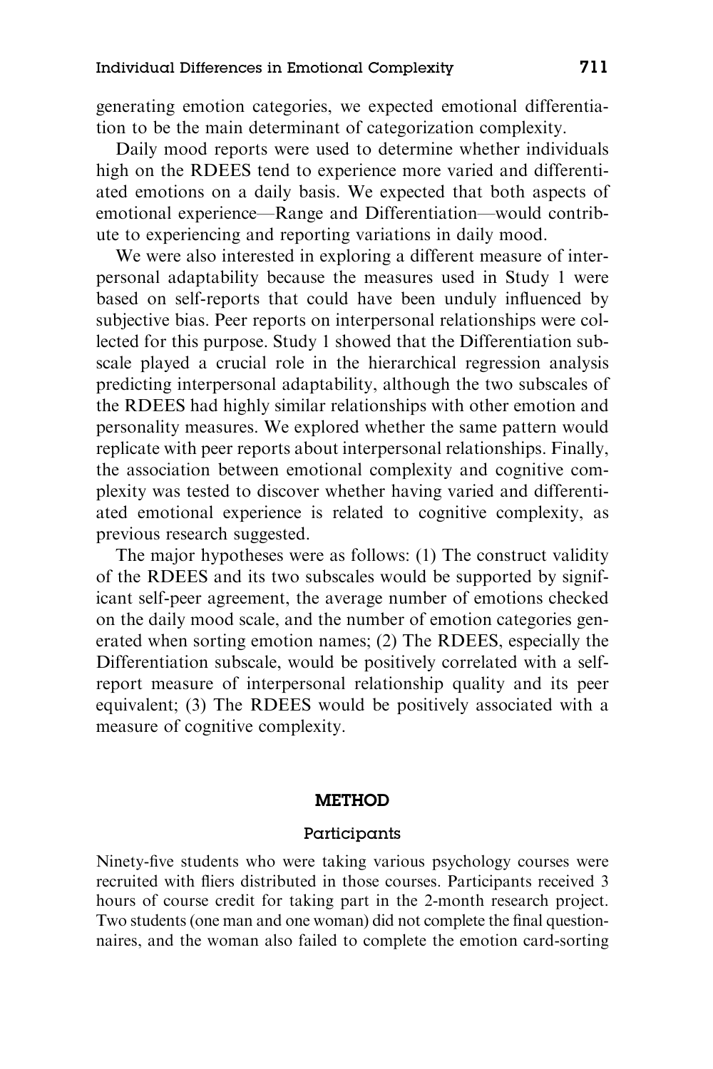generating emotion categories, we expected emotional differentiation to be the main determinant of categorization complexity.

Daily mood reports were used to determine whether individuals high on the RDEES tend to experience more varied and differentiated emotions on a daily basis. We expected that both aspects of emotional experience—Range and Differentiation—would contribute to experiencing and reporting variations in daily mood.

We were also interested in exploring a different measure of interpersonal adaptability because the measures used in Study 1 were based on self-reports that could have been unduly influenced by subjective bias. Peer reports on interpersonal relationships were collected for this purpose. Study 1 showed that the Differentiation subscale played a crucial role in the hierarchical regression analysis predicting interpersonal adaptability, although the two subscales of the RDEES had highly similar relationships with other emotion and personality measures. We explored whether the same pattern would replicate with peer reports about interpersonal relationships. Finally, the association between emotional complexity and cognitive complexity was tested to discover whether having varied and differentiated emotional experience is related to cognitive complexity, as previous research suggested.

The major hypotheses were as follows: (1) The construct validity of the RDEES and its two subscales would be supported by significant self-peer agreement, the average number of emotions checked on the daily mood scale, and the number of emotion categories generated when sorting emotion names; (2) The RDEES, especially the Differentiation subscale, would be positively correlated with a self-report measure of interpersonal relationship quality and its peer equivalent; (3) The RDEES would be positively associated with a measure of cognitive complexity.

## METHOD

### Participants

Ninety-five students who were taking various psychology courses were recruited with fliers distributed in those courses. Participants received 3 hours of course credit for taking part in the 2-month research project. Two students (one man and one woman) did not complete the final questionnaires, and the woman also failed to complete the emotion card-sorting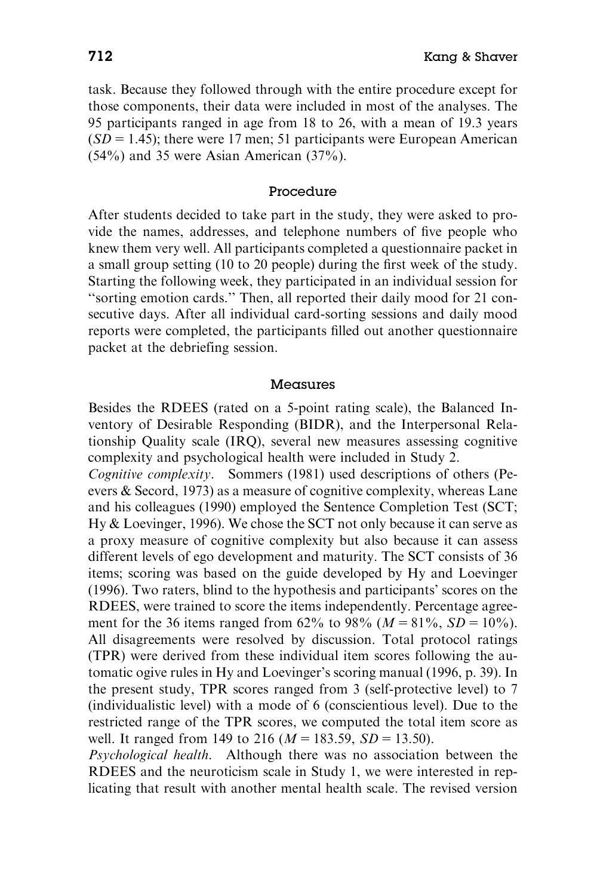task. Because they followed through with the entire procedure except for those components, their data were included in most of the analyses. The 95 participants ranged in age from 18 to 26, with a mean of 19.3 years ($SD = 1.45$); there were 17 men; 51 participants were European American (54%) and 35 were Asian American (37%).

### Procedure

After students decided to take part in the study, they were asked to provide the names, addresses, and telephone numbers of five people who knew them very well. All participants completed a questionnaire packet in a small group setting (10 to 20 people) during the first week of the study. Starting the following week, they participated in an individual session for ''sorting emotion cards.'' Then, all reported their daily mood for 21 consecutive days. After all individual card-sorting sessions and daily mood reports were completed, the participants filled out another questionnaire packet at the debriefing session.

### Measures

Besides the RDEES (rated on a 5-point rating scale), the Balanced Inventory of Desirable Responding (BIDR), and the Interpersonal Relationship Quality scale (IRQ), several new measures assessing cognitive complexity and psychological health were included in Study 2.

*Cognitive complexity*. Sommers (1981) used descriptions of others (Peevers & Secord, 1973) as a measure of cognitive complexity, whereas Lane and his colleagues (1990) employed the Sentence Completion Test (SCT; Hy & Loevinger, 1996). We chose the SCT not only because it can serve as a proxy measure of cognitive complexity but also because it can assess different levels of ego development and maturity. The SCT consists of 36 items; scoring was based on the guide developed by Hy and Loevinger (1996). Two raters, blind to the hypothesis and participants' scores on the RDEES, were trained to score the items independently. Percentage agreement for the 36 items ranged from 62% to 98% ($M = 81\%$, $SD = 10\%$). All disagreements were resolved by discussion. Total protocol ratings (TPR) were derived from these individual item scores following the automatic ogive rules in Hy and Loevinger's scoring manual (1996, p. 39). In the present study, TPR scores ranged from 3 (self-protective level) to 7 (individualistic level) with a mode of 6 (conscientious level). Due to the restricted range of the TPR scores, we computed the total item score as well. It ranged from 149 to 216 ($M = 183.59$, $SD = 13.50$).

*Psychological health*. Although there was no association between the RDEES and the neuroticism scale in Study 1, we were interested in replicating that result with another mental health scale. The revised version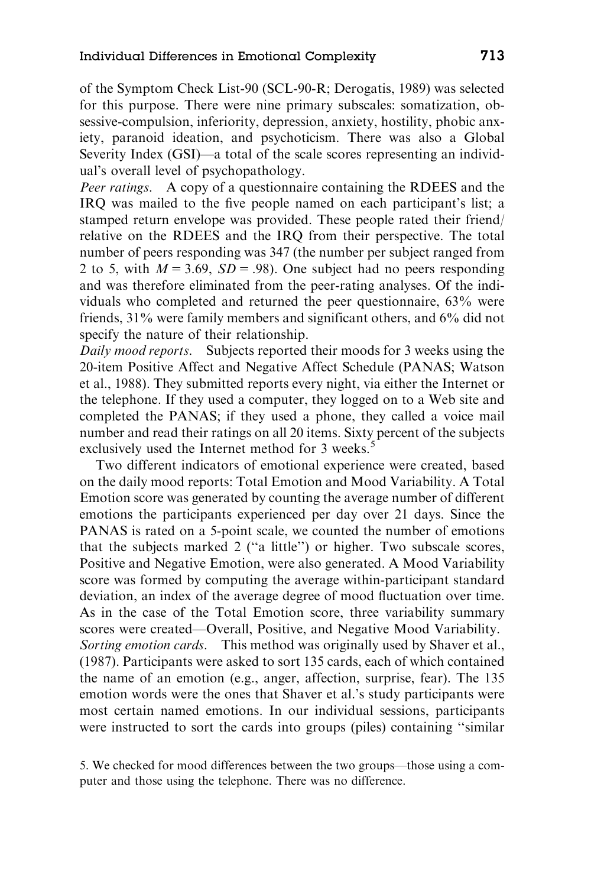of the Symptom Check List-90 (SCL-90-R; Derogatis, 1989) was selected for this purpose. There were nine primary subscales: somatization, obsessive-compulsion, inferiority, depression, anxiety, hostility, phobic anxiety, paranoid ideation, and psychoticism. There was also a Global Severity Index (GSI)—a total of the scale scores representing an individual's overall level of psychopathology.

*Peer ratings*. A copy of a questionnaire containing the RDEES and the IRQ was mailed to the five people named on each participant's list; a stamped return envelope was provided. These people rated their friend/relative on the RDEES and the IRQ from their perspective. The total number of peers responding was 347 (the number per subject ranged from 2 to 5, with $M = 3.69$, $SD = .98$). One subject had no peers responding and was therefore eliminated from the peer-rating analyses. Of the individuals who completed and returned the peer questionnaire, 63% were friends, 31% were family members and significant others, and 6% did not specify the nature of their relationship.

*Daily mood reports*. Subjects reported their moods for 3 weeks using the 20-item Positive Affect and Negative Affect Schedule (PANAS; Watson et al., 1988). They submitted reports every night, via either the Internet or the telephone. If they used a computer, they logged on to a Web site and completed the PANAS; if they used a phone, they called a voice mail number and read their ratings on all 20 items. Sixty percent of the subjects exclusively used the Internet method for 3 weeks.[5]

Two different indicators of emotional experience were created, based on the daily mood reports: Total Emotion and Mood Variability. A Total Emotion score was generated by counting the average number of different emotions the participants experienced per day over 21 days. Since the PANAS is rated on a 5-point scale, we counted the number of emotions that the subjects marked 2 ("a little") or higher. Two subscale scores, Positive and Negative Emotion, were also generated. A Mood Variability score was formed by computing the average within-participant standard deviation, an index of the average degree of mood fluctuation over time. As in the case of the Total Emotion score, three variability summary scores were created—Overall, Positive, and Negative Mood Variability.

*Sorting emotion cards*. This method was originally used by Shaver et al., (1987). Participants were asked to sort 135 cards, each of which contained the name of an emotion (e.g., anger, affection, surprise, fear). The 135 emotion words were the ones that Shaver et al.'s study participants were most certain named emotions. In our individual sessions, participants were instructed to sort the cards into groups (piles) containing "similar

5. We checked for mood differences between the two groups—those using a computer and those using the telephone. There was no difference.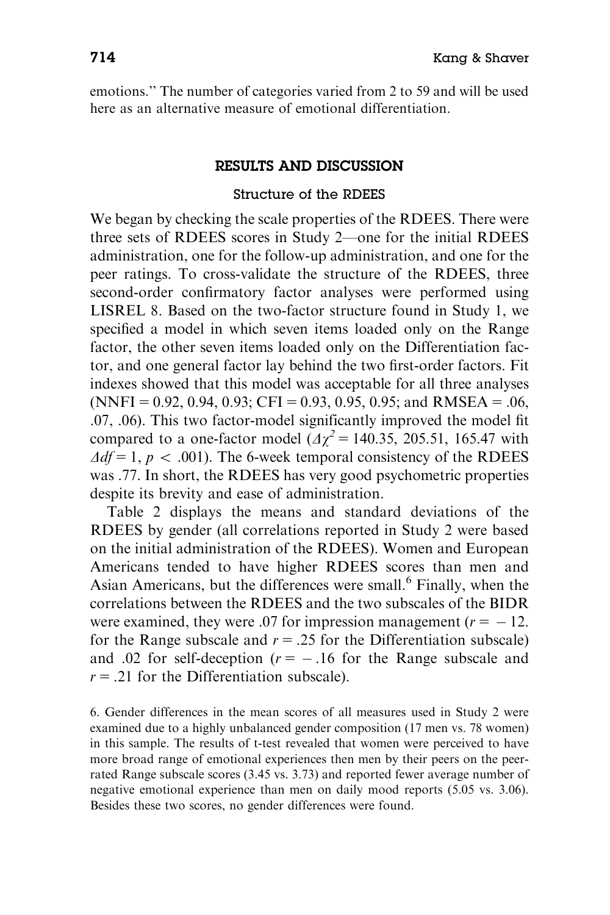emotions.'' The number of categories varied from 2 to 59 and will be used here as an alternative measure of emotional differentiation.

## RESULTS AND DISCUSSION

### Structure of the RDEES

We began by checking the scale properties of the RDEES. There were three sets of RDEES scores in Study 2—one for the initial RDEES administration, one for the follow-up administration, and one for the peer ratings. To cross-validate the structure of the RDEES, three second-order confirmatory factor analyses were performed using LISREL 8. Based on the two-factor structure found in Study 1, we specified a model in which seven items loaded only on the Range factor, the other seven items loaded only on the Differentiation factor, and one general factor lay behind the two first-order factors. Fit indexes showed that this model was acceptable for all three analyses (NNFI = 0.92, 0.94, 0.93; CFI = 0.93, 0.95, 0.95; and RMSEA = .06, .07, .06). This two factor-model significantly improved the model fit compared to a one-factor model ($\Delta\chi^2$ = 140.35, 205.51, 165.47 with $\Delta df = 1$, $p < .001$). The 6-week temporal consistency of the RDEES was .77. In short, the RDEES has very good psychometric properties despite its brevity and ease of administration.

Table 2 displays the means and standard deviations of the RDEES by gender (all correlations reported in Study 2 were based on the initial administration of the RDEES). Women and European Americans tended to have higher RDEES scores than men and Asian Americans, but the differences were small.[6] Finally, when the correlations between the RDEES and the two subscales of the BIDR were examined, they were .07 for impression management ($r = -12.$ for the Range subscale and $r = .25$ for the Differentiation subscale) and .02 for self-deception ($r = -.16$ for the Range subscale and $r = .21$ for the Differentiation subscale).

6. Gender differences in the mean scores of all measures used in Study 2 were examined due to a highly unbalanced gender composition (17 men vs. 78 women) in this sample. The results of t-test revealed that women were perceived to have more broad range of emotional experiences then men by their peers on the peer-rated Range subscale scores (3.45 vs. 3.73) and reported fewer average number of negative emotional experience than men on daily mood reports (5.05 vs. 3.06). Besides these two scores, no gender differences were found.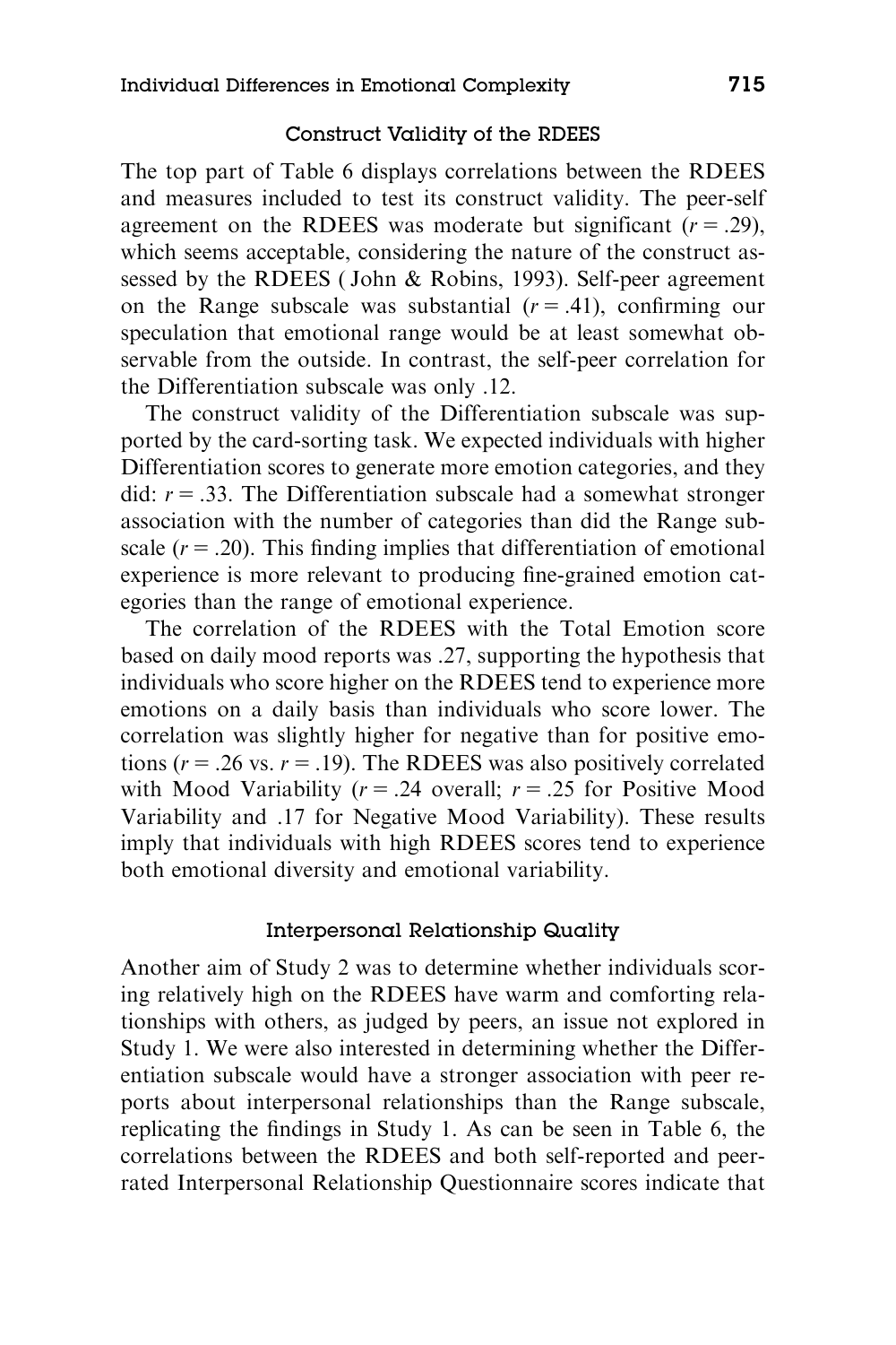### Construct Validity of the RDEES

The top part of Table 6 displays correlations between the RDEES and measures included to test its construct validity. The peer-self agreement on the RDEES was moderate but significant ($r = .29$), which seems acceptable, considering the nature of the construct assessed by the RDEES ( John & Robins, 1993). Self-peer agreement on the Range subscale was substantial ($r = .41$), confirming our speculation that emotional range would be at least somewhat observable from the outside. In contrast, the self-peer correlation for the Differentiation subscale was only .12.

The construct validity of the Differentiation subscale was supported by the card-sorting task. We expected individuals with higher Differentiation scores to generate more emotion categories, and they did: $r = .33$. The Differentiation subscale had a somewhat stronger association with the number of categories than did the Range subscale ($r = .20$). This finding implies that differentiation of emotional experience is more relevant to producing fine-grained emotion categories than the range of emotional experience.

The correlation of the RDEES with the Total Emotion score based on daily mood reports was .27, supporting the hypothesis that individuals who score higher on the RDEES tend to experience more emotions on a daily basis than individuals who score lower. The correlation was slightly higher for negative than for positive emotions ($r = .26$ vs. $r = .19$). The RDEES was also positively correlated with Mood Variability ($r = .24$ overall; $r = .25$ for Positive Mood Variability and .17 for Negative Mood Variability). These results imply that individuals with high RDEES scores tend to experience both emotional diversity and emotional variability.

### Interpersonal Relationship Quality

Another aim of Study 2 was to determine whether individuals scoring relatively high on the RDEES have warm and comforting relationships with others, as judged by peers, an issue not explored in Study 1. We were also interested in determining whether the Differentiation subscale would have a stronger association with peer reports about interpersonal relationships than the Range subscale, replicating the findings in Study 1. As can be seen in Table 6, the correlations between the RDEES and both self-reported and peer-rated Interpersonal Relationship Questionnaire scores indicate that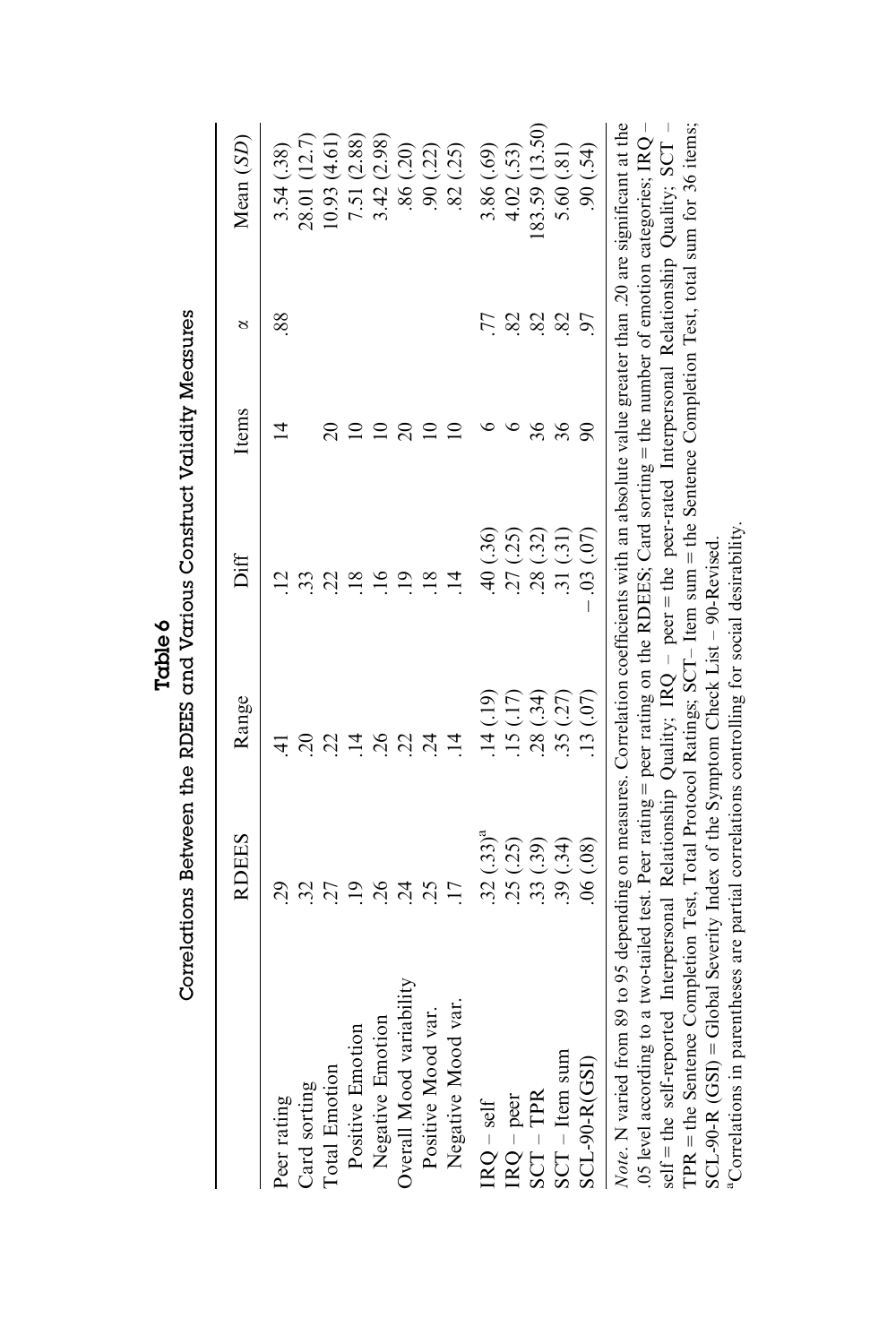**Table 6**

**Correlations Between the RDEES and Various Construct Validity Measures**

| | RDEES | Range | Diff | Items | α | Mean (*SD*) |
|---|---|---|---|---|---|---|
| Peer rating | .29 | .41 | .12 | 14 | .88 | 3.54 (.38) |
| Card sorting | .32 | .20 | .33 | | | 28.01 (12.7) |
| Total Emotion | .27 | .22 | .22 | 20 | | 10.93 (4.61) |
| Positive Emotion | .19 | .14 | .18 | 10 | | 7.51 (2.88) |
| Negative Emotion | .26 | .26 | .16 | 10 | | 3.42 (2.98) |
| Overall Mood variability | .24 | .22 | .19 | 20 | | .86 (.20) |
| Positive Mood var. | .25 | .24 | .18 | 10 | | .90 (.22) |
| Negative Mood var. | .17 | .14 | .14 | 10 | | .82 (.25) |
| IRQ – self | .32 (.33)[a] | .14 (.19) | .40 (.36) | 6 | .77 | 3.86 (.69) |
| IRQ – peer | .25 (.25) | .15 (.17) | .27 (.25) | 6 | .82 | 4.02 (.53) |
| SCT – TPR | .33 (.39) | .28 (.34) | .28 (.32) | 36 | .82 | 183.59 (13.50) |
| SCT – Item sum | .39 (.34) | .35 (.27) | .31 (.31) | 36 | .82 | 5.60 (.81) |
| SCL-90-R(GSI) | .06 (.08) | .13 (.07) | −.03 (.07) | 90 | .97 | .90 (.54) |

*Note*. N varied from 89 to 95 depending on measures. Correlation coefficients with an absolute value greater than .20 are significant at the .05 level according to a two-tailed test. Peer rating = peer rating on the RDEES; Card sorting = the number of emotion categories; IRQ – self = the self-reported Interpersonal Relationship Quality; IRQ – peer = the peer-rated Interpersonal Relationship Quality; SCT – TPR = the Sentence Completion Test, Total Protocol Ratings; SCT– Item sum = the Sentence Completion Test, total sum for 36 items; SCL-90-R (GSI) = Global Severity Index of the Symptom Check List – 90-Revised.

[a]Correlations in parentheses are partial correlations controlling for social desirability.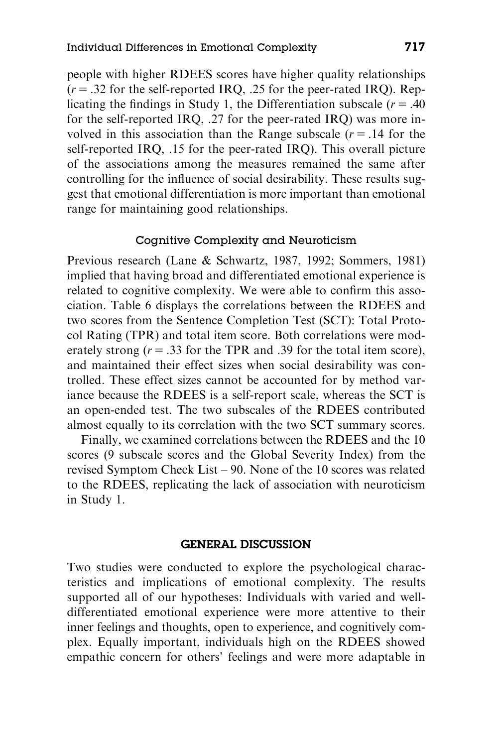people with higher RDEES scores have higher quality relationships ($r = .32$ for the self-reported IRQ, .25 for the peer-rated IRQ). Replicating the findings in Study 1, the Differentiation subscale ($r = .40$ for the self-reported IRQ, .27 for the peer-rated IRQ) was more involved in this association than the Range subscale ($r = .14$ for the self-reported IRQ, .15 for the peer-rated IRQ). This overall picture of the associations among the measures remained the same after controlling for the influence of social desirability. These results suggest that emotional differentiation is more important than emotional range for maintaining good relationships.

### Cognitive Complexity and Neuroticism

Previous research (Lane & Schwartz, 1987, 1992; Sommers, 1981) implied that having broad and differentiated emotional experience is related to cognitive complexity. We were able to confirm this association. Table 6 displays the correlations between the RDEES and two scores from the Sentence Completion Test (SCT): Total Protocol Rating (TPR) and total item score. Both correlations were moderately strong ($r = .33$ for the TPR and .39 for the total item score), and maintained their effect sizes when social desirability was controlled. These effect sizes cannot be accounted for by method variance because the RDEES is a self-report scale, whereas the SCT is an open-ended test. The two subscales of the RDEES contributed almost equally to its correlation with the two SCT summary scores.

Finally, we examined correlations between the RDEES and the 10 scores (9 subscale scores and the Global Severity Index) from the revised Symptom Check List – 90. None of the 10 scores was related to the RDEES, replicating the lack of association with neuroticism in Study 1.

## GENERAL DISCUSSION

Two studies were conducted to explore the psychological characteristics and implications of emotional complexity. The results supported all of our hypotheses: Individuals with varied and well-differentiated emotional experience were more attentive to their inner feelings and thoughts, open to experience, and cognitively complex. Equally important, individuals high on the RDEES showed empathic concern for others' feelings and were more adaptable in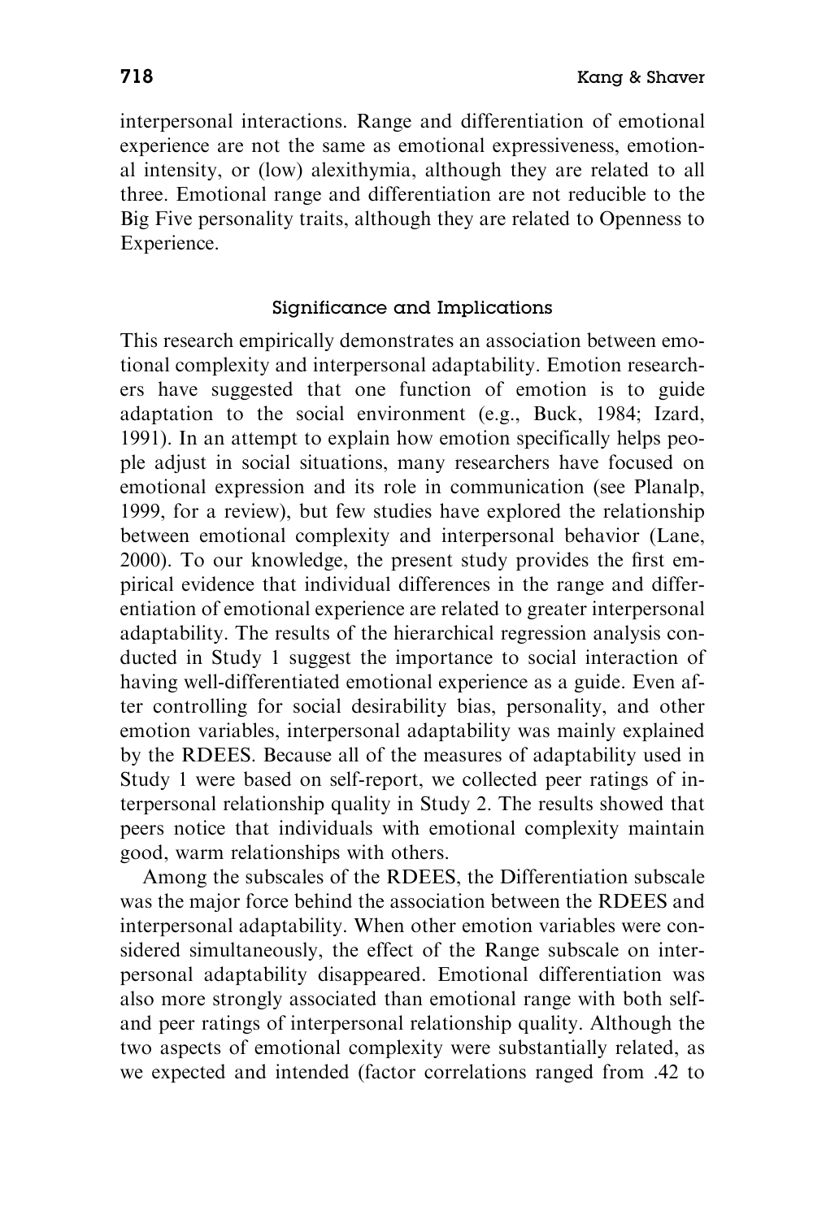interpersonal interactions. Range and differentiation of emotional experience are not the same as emotional expressiveness, emotional intensity, or (low) alexithymia, although they are related to all three. Emotional range and differentiation are not reducible to the Big Five personality traits, although they are related to Openness to Experience.

### Significance and Implications

This research empirically demonstrates an association between emotional complexity and interpersonal adaptability. Emotion researchers have suggested that one function of emotion is to guide adaptation to the social environment (e.g., Buck, 1984; Izard, 1991). In an attempt to explain how emotion specifically helps people adjust in social situations, many researchers have focused on emotional expression and its role in communication (see Planalp, 1999, for a review), but few studies have explored the relationship between emotional complexity and interpersonal behavior (Lane, 2000). To our knowledge, the present study provides the first empirical evidence that individual differences in the range and differentiation of emotional experience are related to greater interpersonal adaptability. The results of the hierarchical regression analysis conducted in Study 1 suggest the importance to social interaction of having well-differentiated emotional experience as a guide. Even after controlling for social desirability bias, personality, and other emotion variables, interpersonal adaptability was mainly explained by the RDEES. Because all of the measures of adaptability used in Study 1 were based on self-report, we collected peer ratings of interpersonal relationship quality in Study 2. The results showed that peers notice that individuals with emotional complexity maintain good, warm relationships with others.

Among the subscales of the RDEES, the Differentiation subscale was the major force behind the association between the RDEES and interpersonal adaptability. When other emotion variables were considered simultaneously, the effect of the Range subscale on interpersonal adaptability disappeared. Emotional differentiation was also more strongly associated than emotional range with both self- and peer ratings of interpersonal relationship quality. Although the two aspects of emotional complexity were substantially related, as we expected and intended (factor correlations ranged from .42 to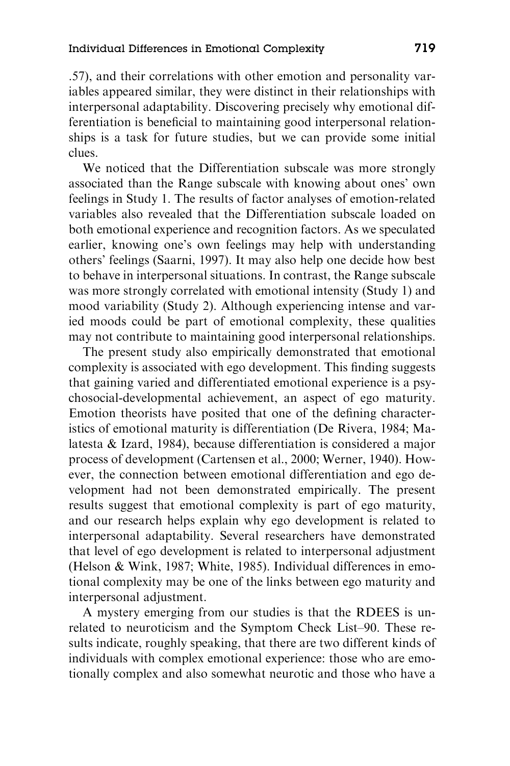.57), and their correlations with other emotion and personality variables appeared similar, they were distinct in their relationships with interpersonal adaptability. Discovering precisely why emotional differentiation is beneficial to maintaining good interpersonal relationships is a task for future studies, but we can provide some initial clues.

We noticed that the Differentiation subscale was more strongly associated than the Range subscale with knowing about ones' own feelings in Study 1. The results of factor analyses of emotion-related variables also revealed that the Differentiation subscale loaded on both emotional experience and recognition factors. As we speculated earlier, knowing one's own feelings may help with understanding others' feelings (Saarni, 1997). It may also help one decide how best to behave in interpersonal situations. In contrast, the Range subscale was more strongly correlated with emotional intensity (Study 1) and mood variability (Study 2). Although experiencing intense and varied moods could be part of emotional complexity, these qualities may not contribute to maintaining good interpersonal relationships.

The present study also empirically demonstrated that emotional complexity is associated with ego development. This finding suggests that gaining varied and differentiated emotional experience is a psychosocial-developmental achievement, an aspect of ego maturity. Emotion theorists have posited that one of the defining characteristics of emotional maturity is differentiation (De Rivera, 1984; Malatesta & Izard, 1984), because differentiation is considered a major process of development (Cartensen et al., 2000; Werner, 1940). However, the connection between emotional differentiation and ego development had not been demonstrated empirically. The present results suggest that emotional complexity is part of ego maturity, and our research helps explain why ego development is related to interpersonal adaptability. Several researchers have demonstrated that level of ego development is related to interpersonal adjustment (Helson & Wink, 1987; White, 1985). Individual differences in emotional complexity may be one of the links between ego maturity and interpersonal adjustment.

A mystery emerging from our studies is that the RDEES is unrelated to neuroticism and the Symptom Check List–90. These results indicate, roughly speaking, that there are two different kinds of individuals with complex emotional experience: those who are emotionally complex and also somewhat neurotic and those who have a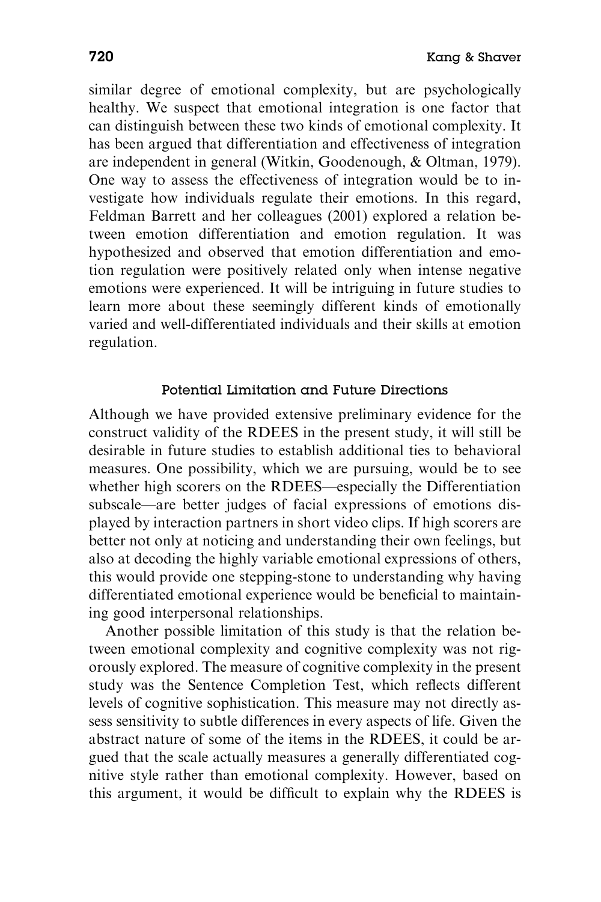similar degree of emotional complexity, but are psychologically healthy. We suspect that emotional integration is one factor that can distinguish between these two kinds of emotional complexity. It has been argued that differentiation and effectiveness of integration are independent in general (Witkin, Goodenough, & Oltman, 1979). One way to assess the effectiveness of integration would be to investigate how individuals regulate their emotions. In this regard, Feldman Barrett and her colleagues (2001) explored a relation between emotion differentiation and emotion regulation. It was hypothesized and observed that emotion differentiation and emotion regulation were positively related only when intense negative emotions were experienced. It will be intriguing in future studies to learn more about these seemingly different kinds of emotionally varied and well-differentiated individuals and their skills at emotion regulation.

### Potential Limitation and Future Directions

Although we have provided extensive preliminary evidence for the construct validity of the RDEES in the present study, it will still be desirable in future studies to establish additional ties to behavioral measures. One possibility, which we are pursuing, would be to see whether high scorers on the RDEES—especially the Differentiation subscale—are better judges of facial expressions of emotions displayed by interaction partners in short video clips. If high scorers are better not only at noticing and understanding their own feelings, but also at decoding the highly variable emotional expressions of others, this would provide one stepping-stone to understanding why having differentiated emotional experience would be beneficial to maintaining good interpersonal relationships.

Another possible limitation of this study is that the relation between emotional complexity and cognitive complexity was not rigorously explored. The measure of cognitive complexity in the present study was the Sentence Completion Test, which reflects different levels of cognitive sophistication. This measure may not directly assess sensitivity to subtle differences in every aspects of life. Given the abstract nature of some of the items in the RDEES, it could be argued that the scale actually measures a generally differentiated cognitive style rather than emotional complexity. However, based on this argument, it would be difficult to explain why the RDEES is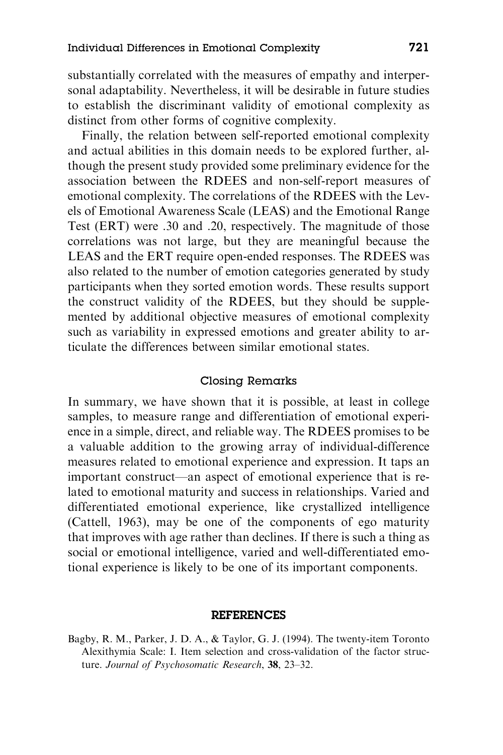substantially correlated with the measures of empathy and interpersonal adaptability. Nevertheless, it will be desirable in future studies to establish the discriminant validity of emotional complexity as distinct from other forms of cognitive complexity.

Finally, the relation between self-reported emotional complexity and actual abilities in this domain needs to be explored further, although the present study provided some preliminary evidence for the association between the RDEES and non-self-report measures of emotional complexity. The correlations of the RDEES with the Levels of Emotional Awareness Scale (LEAS) and the Emotional Range Test (ERT) were .30 and .20, respectively. The magnitude of those correlations was not large, but they are meaningful because the LEAS and the ERT require open-ended responses. The RDEES was also related to the number of emotion categories generated by study participants when they sorted emotion words. These results support the construct validity of the RDEES, but they should be supplemented by additional objective measures of emotional complexity such as variability in expressed emotions and greater ability to articulate the differences between similar emotional states.

## Closing Remarks

In summary, we have shown that it is possible, at least in college samples, to measure range and differentiation of emotional experience in a simple, direct, and reliable way. The RDEES promises to be a valuable addition to the growing array of individual-difference measures related to emotional experience and expression. It taps an important construct—an aspect of emotional experience that is related to emotional maturity and success in relationships. Varied and differentiated emotional experience, like crystallized intelligence (Cattell, 1963), may be one of the components of ego maturity that improves with age rather than declines. If there is such a thing as social or emotional intelligence, varied and well-differentiated emotional experience is likely to be one of its important components.

## REFERENCES

Bagby, R. M., Parker, J. D. A., & Taylor, G. J. (1994). The twenty-item Toronto Alexithymia Scale: I. Item selection and cross-validation of the factor structure. *Journal of Psychosomatic Research*, **38**, 23–32.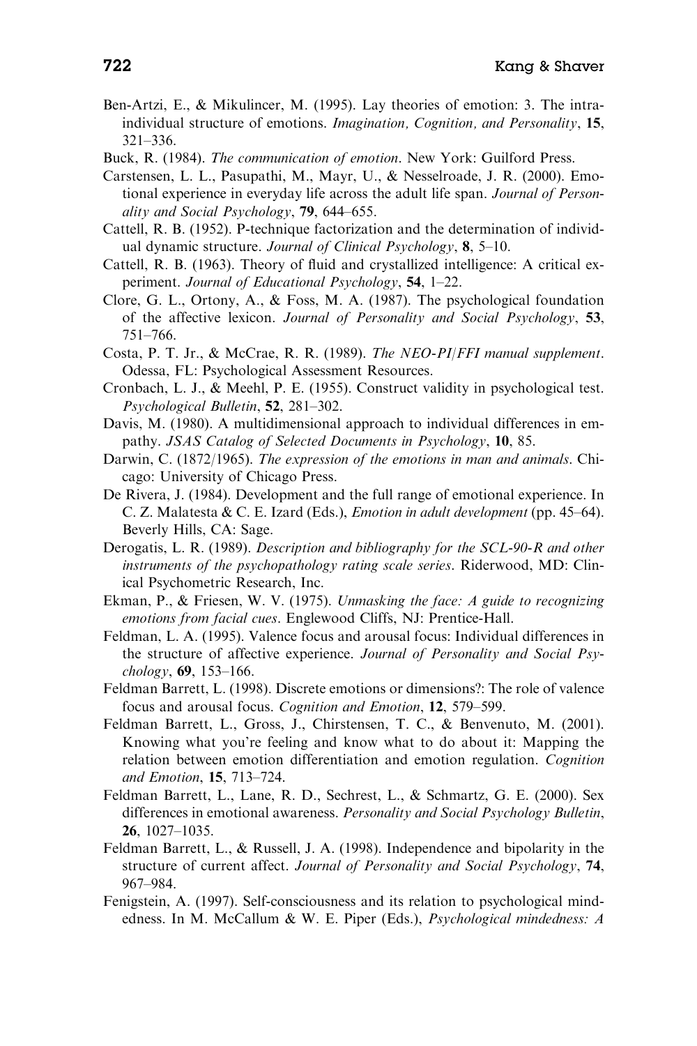Ben-Artzi, E., & Mikulincer, M. (1995). Lay theories of emotion: 3. The intra-individual structure of emotions. *Imagination, Cognition, and Personality*, **15**, 321–336.

Buck, R. (1984). *The communication of emotion*. New York: Guilford Press.

Carstensen, L. L., Pasupathi, M., Mayr, U., & Nesselroade, J. R. (2000). Emotional experience in everyday life across the adult life span. *Journal of Personality and Social Psychology*, **79**, 644–655.

Cattell, R. B. (1952). P-technique factorization and the determination of individual dynamic structure. *Journal of Clinical Psychology*, **8**, 5–10.

Cattell, R. B. (1963). Theory of fluid and crystallized intelligence: A critical experiment. *Journal of Educational Psychology*, **54**, 1–22.

Clore, G. L., Ortony, A., & Foss, M. A. (1987). The psychological foundation of the affective lexicon. *Journal of Personality and Social Psychology*, **53**, 751–766.

Costa, P. T. Jr., & McCrae, R. R. (1989). *The NEO-PI/FFI manual supplement*. Odessa, FL: Psychological Assessment Resources.

Cronbach, L. J., & Meehl, P. E. (1955). Construct validity in psychological test. *Psychological Bulletin*, **52**, 281–302.

Davis, M. (1980). A multidimensional approach to individual differences in empathy. *JSAS Catalog of Selected Documents in Psychology*, **10**, 85.

Darwin, C. (1872/1965). *The expression of the emotions in man and animals*. Chicago: University of Chicago Press.

De Rivera, J. (1984). Development and the full range of emotional experience. In C. Z. Malatesta & C. E. Izard (Eds.), *Emotion in adult development* (pp. 45–64). Beverly Hills, CA: Sage.

Derogatis, L. R. (1989). *Description and bibliography for the SCL-90-R and other instruments of the psychopathology rating scale series*. Riderwood, MD: Clinical Psychometric Research, Inc.

Ekman, P., & Friesen, W. V. (1975). *Unmasking the face: A guide to recognizing emotions from facial cues*. Englewood Cliffs, NJ: Prentice-Hall.

Feldman, L. A. (1995). Valence focus and arousal focus: Individual differences in the structure of affective experience. *Journal of Personality and Social Psychology*, **69**, 153–166.

Feldman Barrett, L. (1998). Discrete emotions or dimensions?: The role of valence focus and arousal focus. *Cognition and Emotion*, **12**, 579–599.

Feldman Barrett, L., Gross, J., Chirstensen, T. C., & Benvenuto, M. (2001). Knowing what you're feeling and know what to do about it: Mapping the relation between emotion differentiation and emotion regulation. *Cognition and Emotion*, **15**, 713–724.

Feldman Barrett, L., Lane, R. D., Sechrest, L., & Schmartz, G. E. (2000). Sex differences in emotional awareness. *Personality and Social Psychology Bulletin*, **26**, 1027–1035.

Feldman Barrett, L., & Russell, J. A. (1998). Independence and bipolarity in the structure of current affect. *Journal of Personality and Social Psychology*, **74**, 967–984.

Fenigstein, A. (1997). Self-consciousness and its relation to psychological mindedness. In M. McCallum & W. E. Piper (Eds.), *Psychological mindedness: A*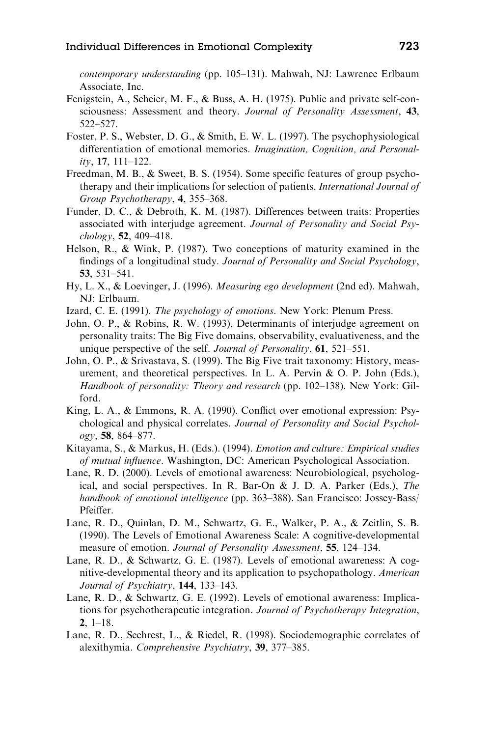*contemporary understanding* (pp. 105–131). Mahwah, NJ: Lawrence Erlbaum Associate, Inc.

Fenigstein, A., Scheier, M. F., & Buss, A. H. (1975). Public and private self-consciousness: Assessment and theory. *Journal of Personality Assessment*, **43**, 522–527.

Foster, P. S., Webster, D. G., & Smith, E. W. L. (1997). The psychophysiological differentiation of emotional memories. *Imagination, Cognition, and Personality*, **17**, 111–122.

Freedman, M. B., & Sweet, B. S. (1954). Some specific features of group psychotherapy and their implications for selection of patients. *International Journal of Group Psychotherapy*, **4**, 355–368.

Funder, D. C., & Debroth, K. M. (1987). Differences between traits: Properties associated with interjudge agreement. *Journal of Personality and Social Psychology*, **52**, 409–418.

Helson, R., & Wink, P. (1987). Two conceptions of maturity examined in the findings of a longitudinal study. *Journal of Personality and Social Psychology*, **53**, 531–541.

Hy, L. X., & Loevinger, J. (1996). *Measuring ego development* (2nd ed). Mahwah, NJ: Erlbaum.

Izard, C. E. (1991). *The psychology of emotions*. New York: Plenum Press.

John, O. P., & Robins, R. W. (1993). Determinants of interjudge agreement on personality traits: The Big Five domains, observability, evaluativeness, and the unique perspective of the self. *Journal of Personality*, **61**, 521–551.

John, O. P., & Srivastava, S. (1999). The Big Five trait taxonomy: History, measurement, and theoretical perspectives. In L. A. Pervin & O. P. John (Eds.), *Handbook of personality: Theory and research* (pp. 102–138). New York: Gilford.

King, L. A., & Emmons, R. A. (1990). Conflict over emotional expression: Psychological and physical correlates. *Journal of Personality and Social Psychology*, **58**, 864–877.

Kitayama, S., & Markus, H. (Eds.). (1994). *Emotion and culture: Empirical studies of mutual influence*. Washington, DC: American Psychological Association.

Lane, R. D. (2000). Levels of emotional awareness: Neurobiological, psychological, and social perspectives. In R. Bar-On & J. D. A. Parker (Eds.), *The handbook of emotional intelligence* (pp. 363–388). San Francisco: Jossey-Bass/Pfeiffer.

Lane, R. D., Quinlan, D. M., Schwartz, G. E., Walker, P. A., & Zeitlin, S. B. (1990). The Levels of Emotional Awareness Scale: A cognitive-developmental measure of emotion. *Journal of Personality Assessment*, **55**, 124–134.

Lane, R. D., & Schwartz, G. E. (1987). Levels of emotional awareness: A cognitive-developmental theory and its application to psychopathology. *American Journal of Psychiatry*, **144**, 133–143.

Lane, R. D., & Schwartz, G. E. (1992). Levels of emotional awareness: Implications for psychotherapeutic integration. *Journal of Psychotherapy Integration*, **2**, 1–18.

Lane, R. D., Sechrest, L., & Riedel, R. (1998). Sociodemographic correlates of alexithymia. *Comprehensive Psychiatry*, **39**, 377–385.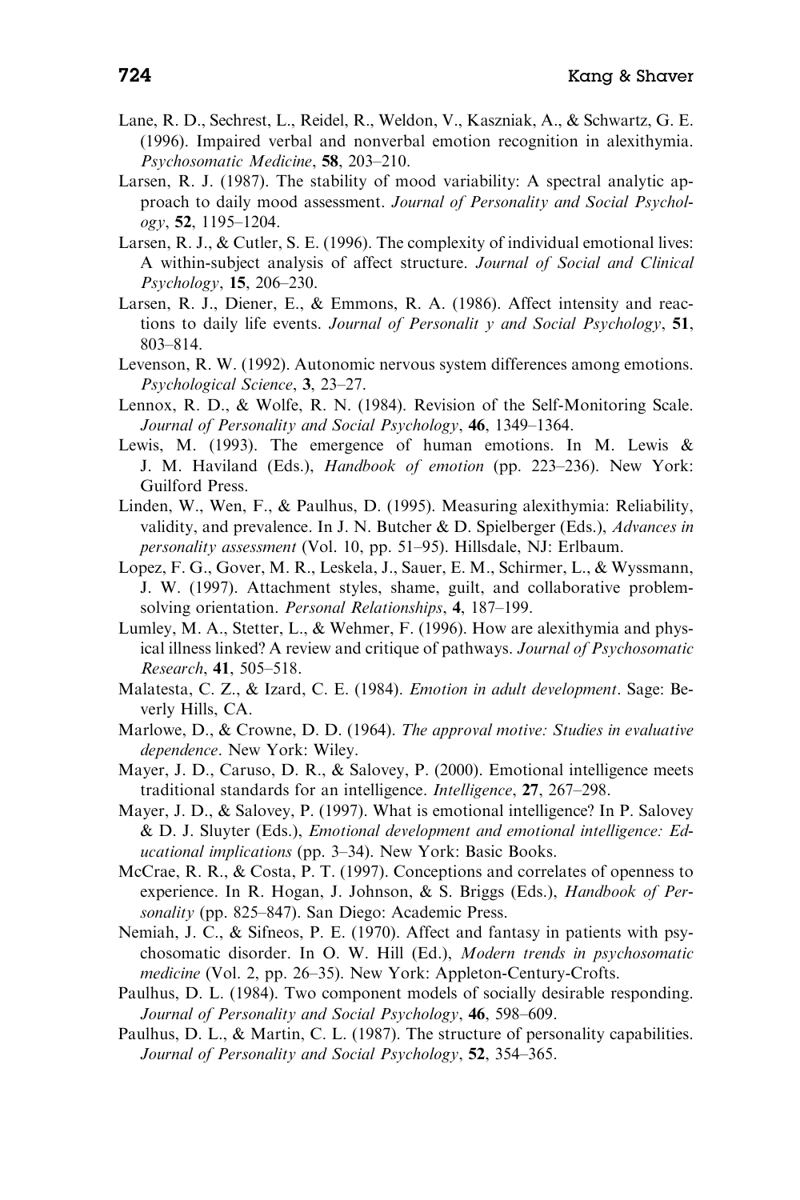Lane, R. D., Sechrest, L., Reidel, R., Weldon, V., Kaszniak, A., & Schwartz, G. E. (1996). Impaired verbal and nonverbal emotion recognition in alexithymia. *Psychosomatic Medicine*, **58**, 203–210.

Larsen, R. J. (1987). The stability of mood variability: A spectral analytic approach to daily mood assessment. *Journal of Personality and Social Psychology*, **52**, 1195–1204.

Larsen, R. J., & Cutler, S. E. (1996). The complexity of individual emotional lives: A within-subject analysis of affect structure. *Journal of Social and Clinical Psychology*, **15**, 206–230.

Larsen, R. J., Diener, E., & Emmons, R. A. (1986). Affect intensity and reactions to daily life events. *Journal of Personalit y and Social Psychology*, **51**, 803–814.

Levenson, R. W. (1992). Autonomic nervous system differences among emotions. *Psychological Science*, **3**, 23–27.

Lennox, R. D., & Wolfe, R. N. (1984). Revision of the Self-Monitoring Scale. *Journal of Personality and Social Psychology*, **46**, 1349–1364.

Lewis, M. (1993). The emergence of human emotions. In M. Lewis & J. M. Haviland (Eds.), *Handbook of emotion* (pp. 223–236). New York: Guilford Press.

Linden, W., Wen, F., & Paulhus, D. (1995). Measuring alexithymia: Reliability, validity, and prevalence. In J. N. Butcher & D. Spielberger (Eds.), *Advances in personality assessment* (Vol. 10, pp. 51–95). Hillsdale, NJ: Erlbaum.

Lopez, F. G., Gover, M. R., Leskela, J., Sauer, E. M., Schirmer, L., & Wyssmann, J. W. (1997). Attachment styles, shame, guilt, and collaborative problem-solving orientation. *Personal Relationships*, **4**, 187–199.

Lumley, M. A., Stetter, L., & Wehmer, F. (1996). How are alexithymia and physical illness linked? A review and critique of pathways. *Journal of Psychosomatic Research*, **41**, 505–518.

Malatesta, C. Z., & Izard, C. E. (1984). *Emotion in adult development*. Sage: Beverly Hills, CA.

Marlowe, D., & Crowne, D. D. (1964). *The approval motive: Studies in evaluative dependence*. New York: Wiley.

Mayer, J. D., Caruso, D. R., & Salovey, P. (2000). Emotional intelligence meets traditional standards for an intelligence. *Intelligence*, **27**, 267–298.

Mayer, J. D., & Salovey, P. (1997). What is emotional intelligence? In P. Salovey & D. J. Sluyter (Eds.), *Emotional development and emotional intelligence: Educational implications* (pp. 3–34). New York: Basic Books.

McCrae, R. R., & Costa, P. T. (1997). Conceptions and correlates of openness to experience. In R. Hogan, J. Johnson, & S. Briggs (Eds.), *Handbook of Personality* (pp. 825–847). San Diego: Academic Press.

Nemiah, J. C., & Sifneos, P. E. (1970). Affect and fantasy in patients with psychosomatic disorder. In O. W. Hill (Ed.), *Modern trends in psychosomatic medicine* (Vol. 2, pp. 26–35). New York: Appleton-Century-Crofts.

Paulhus, D. L. (1984). Two component models of socially desirable responding. *Journal of Personality and Social Psychology*, **46**, 598–609.

Paulhus, D. L., & Martin, C. L. (1987). The structure of personality capabilities. *Journal of Personality and Social Psychology*, **52**, 354–365.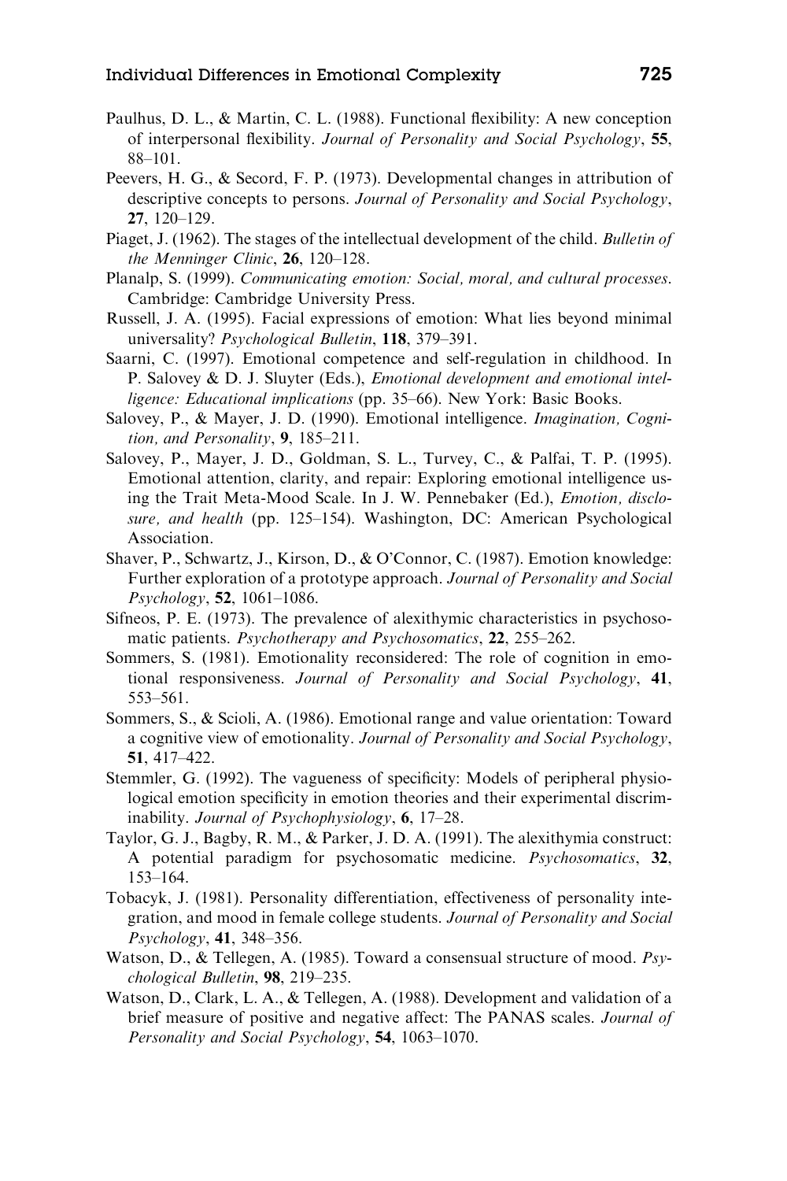Paulhus, D. L., & Martin, C. L. (1988). Functional flexibility: A new conception of interpersonal flexibility. *Journal of Personality and Social Psychology*, **55**, 88–101.

Peevers, H. G., & Secord, F. P. (1973). Developmental changes in attribution of descriptive concepts to persons. *Journal of Personality and Social Psychology*, **27**, 120–129.

Piaget, J. (1962). The stages of the intellectual development of the child. *Bulletin of the Menninger Clinic*, **26**, 120–128.

Planalp, S. (1999). *Communicating emotion: Social, moral, and cultural processes*. Cambridge: Cambridge University Press.

Russell, J. A. (1995). Facial expressions of emotion: What lies beyond minimal universality? *Psychological Bulletin*, **118**, 379–391.

Saarni, C. (1997). Emotional competence and self-regulation in childhood. In P. Salovey & D. J. Sluyter (Eds.), *Emotional development and emotional intelligence: Educational implications* (pp. 35–66). New York: Basic Books.

Salovey, P., & Mayer, J. D. (1990). Emotional intelligence. *Imagination, Cognition, and Personality*, **9**, 185–211.

Salovey, P., Mayer, J. D., Goldman, S. L., Turvey, C., & Palfai, T. P. (1995). Emotional attention, clarity, and repair: Exploring emotional intelligence using the Trait Meta-Mood Scale. In J. W. Pennebaker (Ed.), *Emotion, disclosure, and health* (pp. 125–154). Washington, DC: American Psychological Association.

Shaver, P., Schwartz, J., Kirson, D., & O'Connor, C. (1987). Emotion knowledge: Further exploration of a prototype approach. *Journal of Personality and Social Psychology*, **52**, 1061–1086.

Sifneos, P. E. (1973). The prevalence of alexithymic characteristics in psychosomatic patients. *Psychotherapy and Psychosomatics*, **22**, 255–262.

Sommers, S. (1981). Emotionality reconsidered: The role of cognition in emotional responsiveness. *Journal of Personality and Social Psychology*, **41**, 553–561.

Sommers, S., & Scioli, A. (1986). Emotional range and value orientation: Toward a cognitive view of emotionality. *Journal of Personality and Social Psychology*, **51**, 417–422.

Stemmler, G. (1992). The vagueness of specificity: Models of peripheral physiological emotion specificity in emotion theories and their experimental discriminability. *Journal of Psychophysiology*, **6**, 17–28.

Taylor, G. J., Bagby, R. M., & Parker, J. D. A. (1991). The alexithymia construct: A potential paradigm for psychosomatic medicine. *Psychosomatics*, **32**, 153–164.

Tobacyk, J. (1981). Personality differentiation, effectiveness of personality integration, and mood in female college students. *Journal of Personality and Social Psychology*, **41**, 348–356.

Watson, D., & Tellegen, A. (1985). Toward a consensual structure of mood. *Psychological Bulletin*, **98**, 219–235.

Watson, D., Clark, L. A., & Tellegen, A. (1988). Development and validation of a brief measure of positive and negative affect: The PANAS scales. *Journal of Personality and Social Psychology*, **54**, 1063–1070.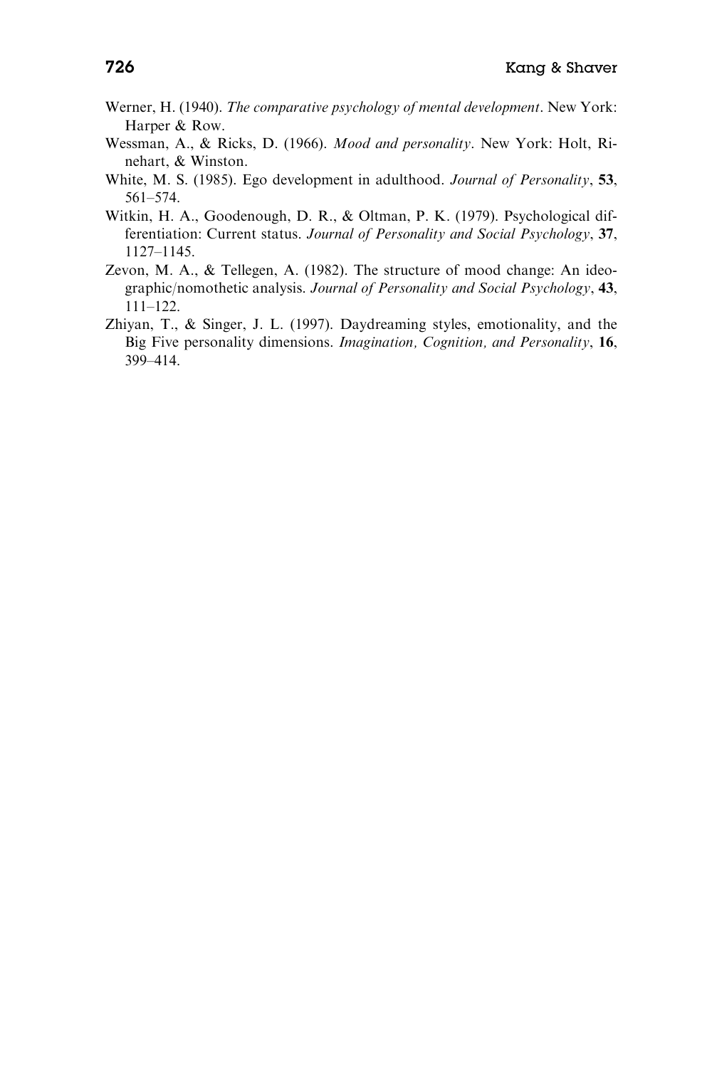Werner, H. (1940). *The comparative psychology of mental development*. New York: Harper & Row.

Wessman, A., & Ricks, D. (1966). *Mood and personality*. New York: Holt, Rinehart, & Winston.

White, M. S. (1985). Ego development in adulthood. *Journal of Personality*, **53**, 561–574.

Witkin, H. A., Goodenough, D. R., & Oltman, P. K. (1979). Psychological differentiation: Current status. *Journal of Personality and Social Psychology*, **37**, 1127–1145.

Zevon, M. A., & Tellegen, A. (1982). The structure of mood change: An ideographic/nomothetic analysis. *Journal of Personality and Social Psychology*, **43**, 111–122.

Zhiyan, T., & Singer, J. L. (1997). Daydreaming styles, emotionality, and the Big Five personality dimensions. *Imagination, Cognition, and Personality*, **16**, 399–414.